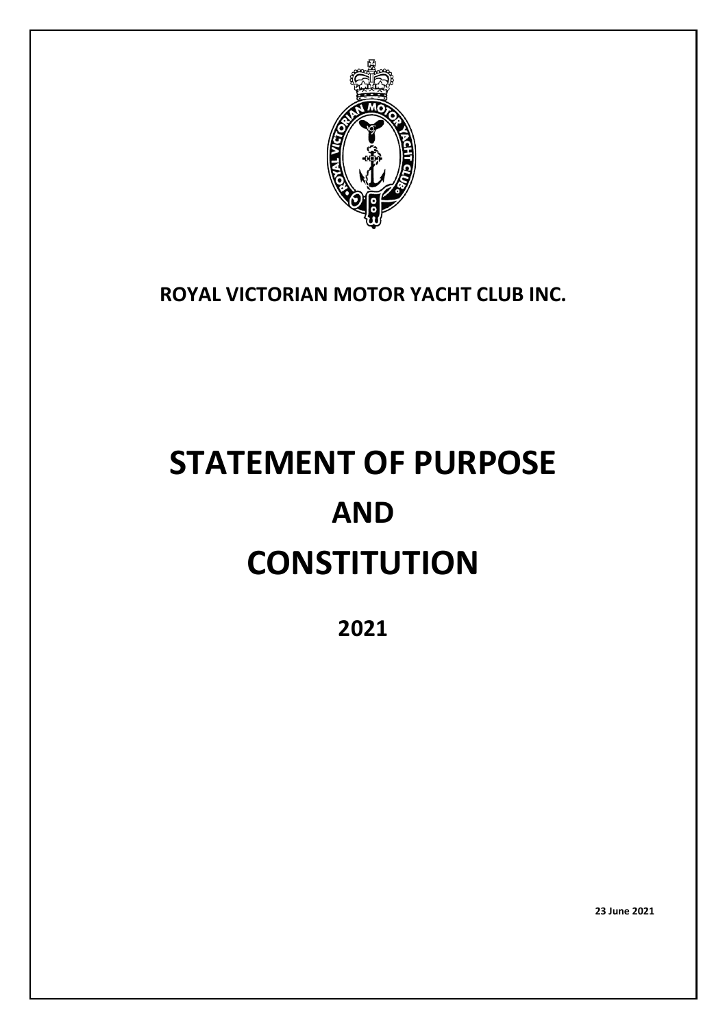**ROYAL VICTORIAN MOTOR YACHT CLUB INC.**

# STATEMENT OF PURPOSE

# AND

# CONSTITUTION

## 2021

**23 June 2021**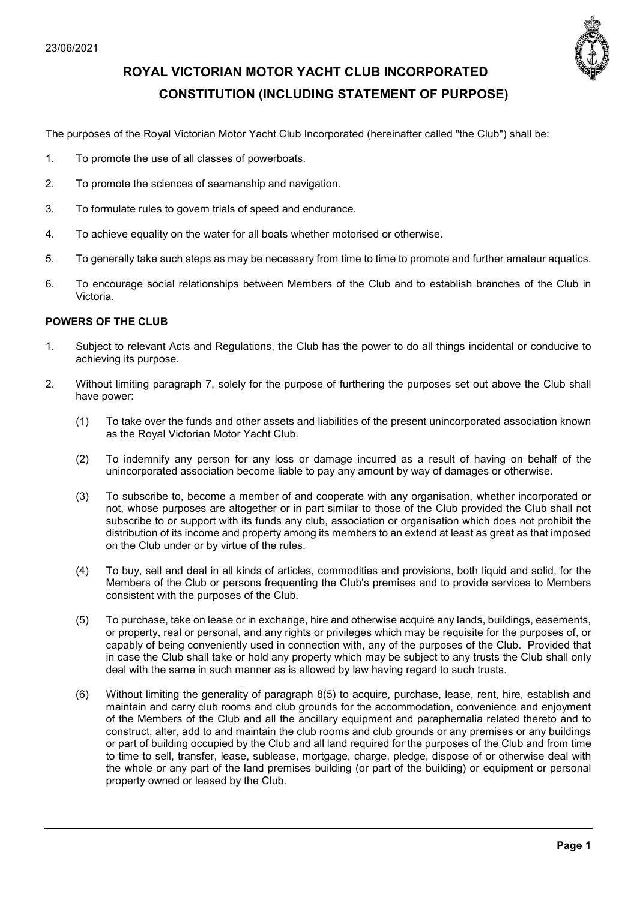23/06/2021

# ROYAL VICTORIAN MOTOR YACHT CLUB INCORPORATED

## CONSTITUTION (INCLUDING STATEMENT OF PURPOSE)

The purposes of the Royal Victorian Motor Yacht Club Incorporated (hereinafter called "the Club") shall be:

1. To promote the use of all classes of powerboats.
2. To promote the sciences of seamanship and navigation.
3. To formulate rules to govern trials of speed and endurance.
4. To achieve equality on the water for all boats whether motorised or otherwise.
5. To generally take such steps as may be necessary from time to time to promote and further amateur aquatics.
6. To encourage social relationships between Members of the Club and to establish branches of the Club in Victoria.

### POWERS OF THE CLUB

1. Subject to relevant Acts and Regulations, the Club has the power to do all things incidental or conducive to achieving its purpose.
2. Without limiting paragraph 7, solely for the purpose of furthering the purposes set out above the Club shall have power:

   (1) To take over the funds and other assets and liabilities of the present unincorporated association known as the Royal Victorian Motor Yacht Club.

   (2) To indemnify any person for any loss or damage incurred as a result of having on behalf of the unincorporated association become liable to pay any amount by way of damages or otherwise.

   (3) To subscribe to, become a member of and cooperate with any organisation, whether incorporated or not, whose purposes are altogether or in part similar to those of the Club provided the Club shall not subscribe to or support with its funds any club, association or organisation which does not prohibit the distribution of its income and property among its members to an extend at least as great as that imposed on the Club under or by virtue of the rules.

   (4) To buy, sell and deal in all kinds of articles, commodities and provisions, both liquid and solid, for the Members of the Club or persons frequenting the Club's premises and to provide services to Members consistent with the purposes of the Club.

   (5) To purchase, take on lease or in exchange, hire and otherwise acquire any lands, buildings, easements, or property, real or personal, and any rights or privileges which may be requisite for the purposes of, or capably of being conveniently used in connection with, any of the purposes of the Club. Provided that in case the Club shall take or hold any property which may be subject to any trusts the Club shall only deal with the same in such manner as is allowed by law having regard to such trusts.

   (6) Without limiting the generality of paragraph 8(5) to acquire, purchase, lease, rent, hire, establish and maintain and carry club rooms and club grounds for the accommodation, convenience and enjoyment of the Members of the Club and all the ancillary equipment and paraphernalia related thereto and to construct, alter, add to and maintain the club rooms and club grounds or any premises or any buildings or part of building occupied by the Club and all land required for the purposes of the Club and from time to time to sell, transfer, lease, sublease, mortgage, charge, pledge, dispose of or otherwise deal with the whole or any part of the land premises building (or part of the building) or equipment or personal property owned or leased by the Club.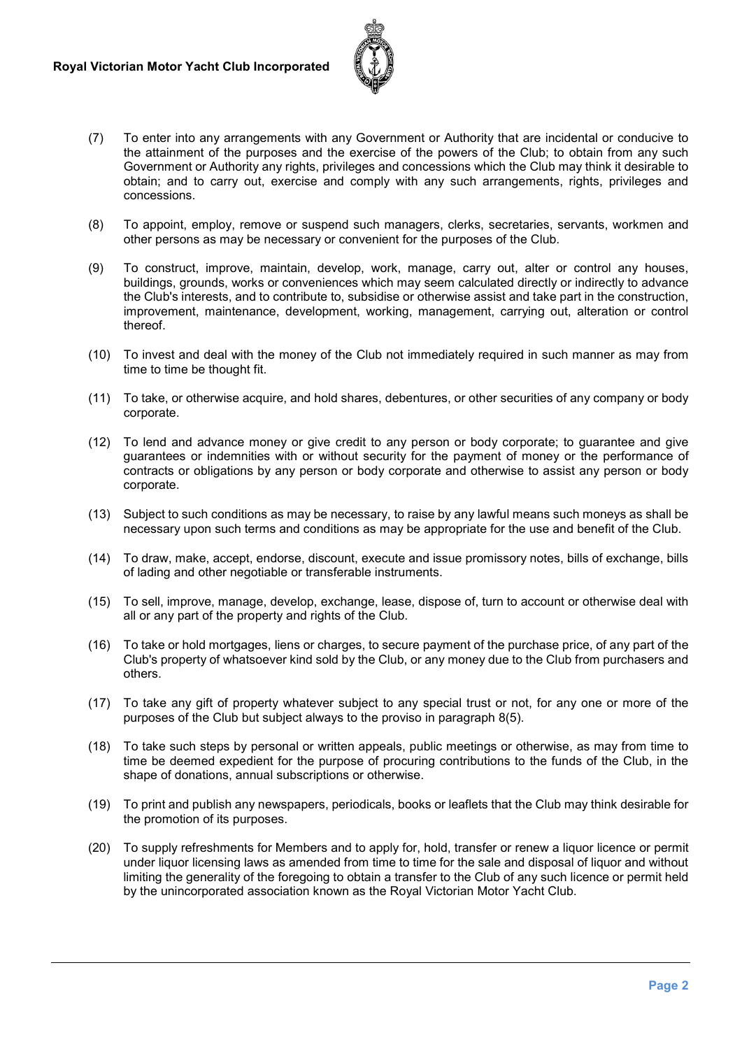(7) To enter into any arrangements with any Government or Authority that are incidental or conducive to the attainment of the purposes and the exercise of the powers of the Club; to obtain from any such Government or Authority any rights, privileges and concessions which the Club may think it desirable to obtain; and to carry out, exercise and comply with any such arrangements, rights, privileges and concessions.

(8) To appoint, employ, remove or suspend such managers, clerks, secretaries, servants, workmen and other persons as may be necessary or convenient for the purposes of the Club.

(9) To construct, improve, maintain, develop, work, manage, carry out, alter or control any houses, buildings, grounds, works or conveniences which may seem calculated directly or indirectly to advance the Club's interests, and to contribute to, subsidise or otherwise assist and take part in the construction, improvement, maintenance, development, working, management, carrying out, alteration or control thereof.

(10) To invest and deal with the money of the Club not immediately required in such manner as may from time to time be thought fit.

(11) To take, or otherwise acquire, and hold shares, debentures, or other securities of any company or body corporate.

(12) To lend and advance money or give credit to any person or body corporate; to guarantee and give guarantees or indemnities with or without security for the payment of money or the performance of contracts or obligations by any person or body corporate and otherwise to assist any person or body corporate.

(13) Subject to such conditions as may be necessary, to raise by any lawful means such moneys as shall be necessary upon such terms and conditions as may be appropriate for the use and benefit of the Club.

(14) To draw, make, accept, endorse, discount, execute and issue promissory notes, bills of exchange, bills of lading and other negotiable or transferable instruments.

(15) To sell, improve, manage, develop, exchange, lease, dispose of, turn to account or otherwise deal with all or any part of the property and rights of the Club.

(16) To take or hold mortgages, liens or charges, to secure payment of the purchase price, of any part of the Club's property of whatsoever kind sold by the Club, or any money due to the Club from purchasers and others.

(17) To take any gift of property whatever subject to any special trust or not, for any one or more of the purposes of the Club but subject always to the proviso in paragraph 8(5).

(18) To take such steps by personal or written appeals, public meetings or otherwise, as may from time to time be deemed expedient for the purpose of procuring contributions to the funds of the Club, in the shape of donations, annual subscriptions or otherwise.

(19) To print and publish any newspapers, periodicals, books or leaflets that the Club may think desirable for the promotion of its purposes.

(20) To supply refreshments for Members and to apply for, hold, transfer or renew a liquor licence or permit under liquor licensing laws as amended from time to time for the sale and disposal of liquor and without limiting the generality of the foregoing to obtain a transfer to the Club of any such licence or permit held by the unincorporated association known as the Royal Victorian Motor Yacht Club.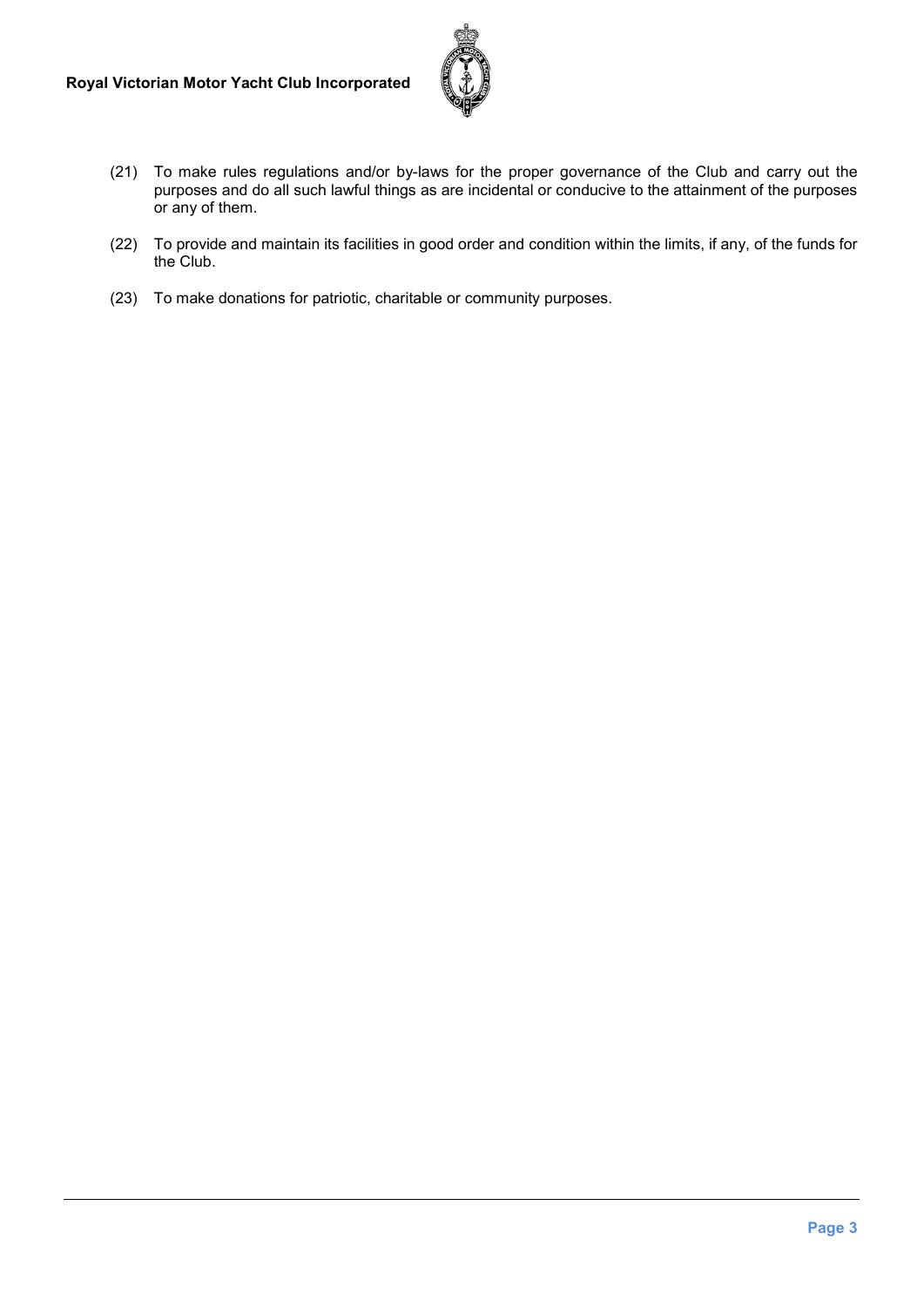(21) To make rules regulations and/or by-laws for the proper governance of the Club and carry out the purposes and do all such lawful things as are incidental or conducive to the attainment of the purposes or any of them.

(22) To provide and maintain its facilities in good order and condition within the limits, if any, of the funds for the Club.

(23) To make donations for patriotic, charitable or community purposes.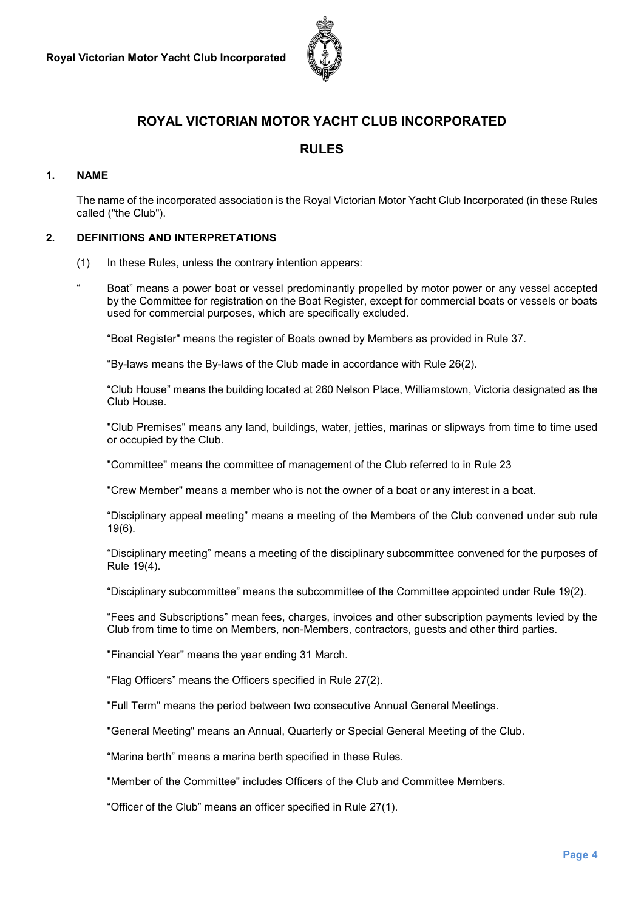# ROYAL VICTORIAN MOTOR YACHT CLUB INCORPORATED

## RULES

### 1. NAME

The name of the incorporated association is the Royal Victorian Motor Yacht Club Incorporated (in these Rules called ("the Club").

### 2. DEFINITIONS AND INTERPRETATIONS

(1) In these Rules, unless the contrary intention appears:

" Boat" means a power boat or vessel predominantly propelled by motor power or any vessel accepted by the Committee for registration on the Boat Register, except for commercial boats or vessels or boats used for commercial purposes, which are specifically excluded.

"Boat Register" means the register of Boats owned by Members as provided in Rule 37.

"By-laws means the By-laws of the Club made in accordance with Rule 26(2).

"Club House" means the building located at 260 Nelson Place, Williamstown, Victoria designated as the Club House.

"Club Premises" means any land, buildings, water, jetties, marinas or slipways from time to time used or occupied by the Club.

"Committee" means the committee of management of the Club referred to in Rule 23

"Crew Member" means a member who is not the owner of a boat or any interest in a boat.

"Disciplinary appeal meeting" means a meeting of the Members of the Club convened under sub rule 19(6).

"Disciplinary meeting" means a meeting of the disciplinary subcommittee convened for the purposes of Rule 19(4).

"Disciplinary subcommittee" means the subcommittee of the Committee appointed under Rule 19(2).

"Fees and Subscriptions" mean fees, charges, invoices and other subscription payments levied by the Club from time to time on Members, non-Members, contractors, guests and other third parties.

"Financial Year" means the year ending 31 March.

"Flag Officers" means the Officers specified in Rule 27(2).

"Full Term" means the period between two consecutive Annual General Meetings.

"General Meeting" means an Annual, Quarterly or Special General Meeting of the Club.

"Marina berth" means a marina berth specified in these Rules.

"Member of the Committee" includes Officers of the Club and Committee Members.

"Officer of the Club" means an officer specified in Rule 27(1).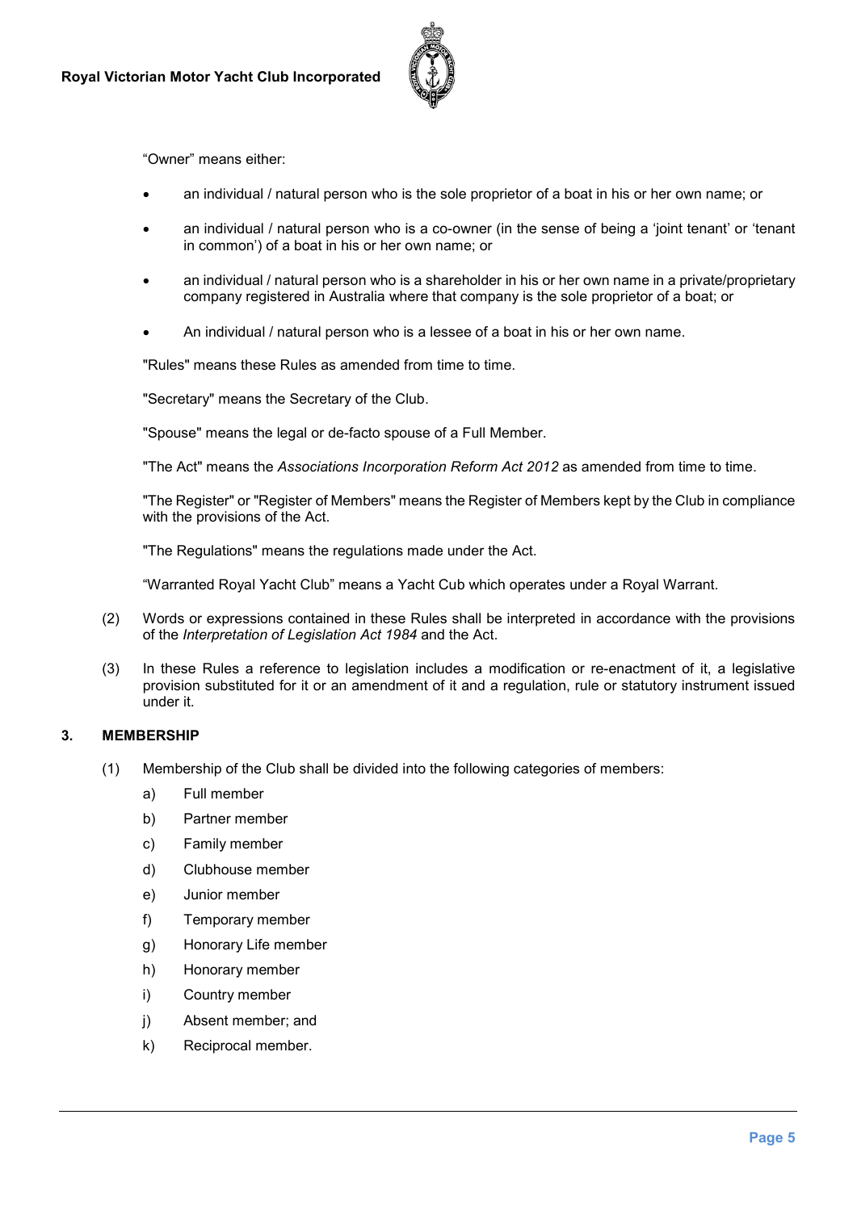"Owner" means either:

- an individual / natural person who is the sole proprietor of a boat in his or her own name; or
- an individual / natural person who is a co-owner (in the sense of being a 'joint tenant' or 'tenant in common') of a boat in his or her own name; or
- an individual / natural person who is a shareholder in his or her own name in a private/proprietary company registered in Australia where that company is the sole proprietor of a boat; or
- An individual / natural person who is a lessee of a boat in his or her own name.

"Rules" means these Rules as amended from time to time.

"Secretary" means the Secretary of the Club.

"Spouse" means the legal or de-facto spouse of a Full Member.

"The Act" means the *Associations Incorporation Reform Act 2012* as amended from time to time.

"The Register" or "Register of Members" means the Register of Members kept by the Club in compliance with the provisions of the Act.

"The Regulations" means the regulations made under the Act.

"Warranted Royal Yacht Club" means a Yacht Cub which operates under a Royal Warrant.

(2) Words or expressions contained in these Rules shall be interpreted in accordance with the provisions of the *Interpretation of Legislation Act 1984* and the Act.

(3) In these Rules a reference to legislation includes a modification or re-enactment of it, a legislative provision substituted for it or an amendment of it and a regulation, rule or statutory instrument issued under it.

## 3. MEMBERSHIP

(1) Membership of the Club shall be divided into the following categories of members:

a) Full member
b) Partner member
c) Family member
d) Clubhouse member
e) Junior member
f) Temporary member
g) Honorary Life member
h) Honorary member
i) Country member
j) Absent member; and
k) Reciprocal member.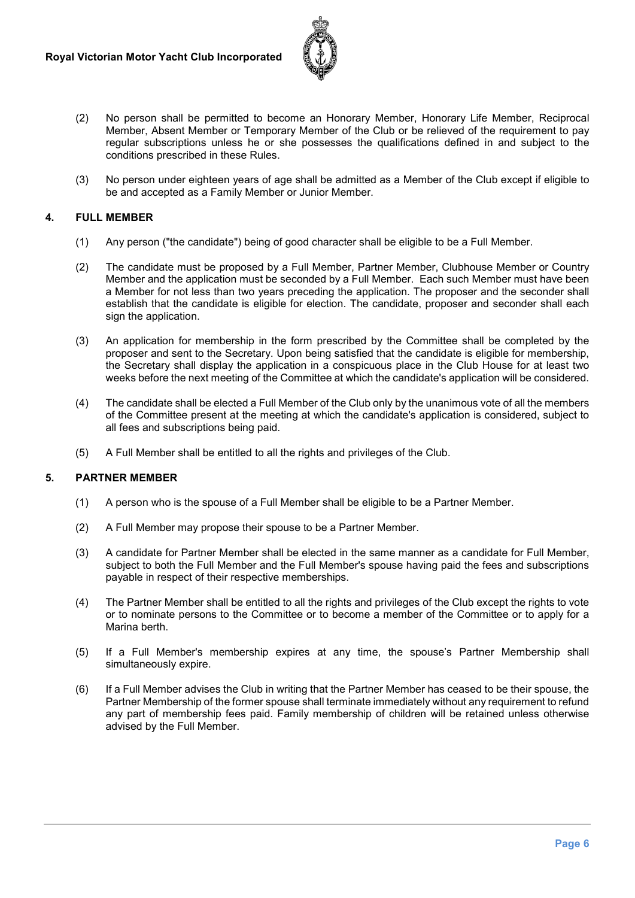(2) No person shall be permitted to become an Honorary Member, Honorary Life Member, Reciprocal Member, Absent Member or Temporary Member of the Club or be relieved of the requirement to pay regular subscriptions unless he or she possesses the qualifications defined in and subject to the conditions prescribed in these Rules.

(3) No person under eighteen years of age shall be admitted as a Member of the Club except if eligible to be and accepted as a Family Member or Junior Member.

## 4. FULL MEMBER

(1) Any person ("the candidate") being of good character shall be eligible to be a Full Member.

(2) The candidate must be proposed by a Full Member, Partner Member, Clubhouse Member or Country Member and the application must be seconded by a Full Member. Each such Member must have been a Member for not less than two years preceding the application. The proposer and the seconder shall establish that the candidate is eligible for election. The candidate, proposer and seconder shall each sign the application.

(3) An application for membership in the form prescribed by the Committee shall be completed by the proposer and sent to the Secretary. Upon being satisfied that the candidate is eligible for membership, the Secretary shall display the application in a conspicuous place in the Club House for at least two weeks before the next meeting of the Committee at which the candidate's application will be considered.

(4) The candidate shall be elected a Full Member of the Club only by the unanimous vote of all the members of the Committee present at the meeting at which the candidate's application is considered, subject to all fees and subscriptions being paid.

(5) A Full Member shall be entitled to all the rights and privileges of the Club.

## 5. PARTNER MEMBER

(1) A person who is the spouse of a Full Member shall be eligible to be a Partner Member.

(2) A Full Member may propose their spouse to be a Partner Member.

(3) A candidate for Partner Member shall be elected in the same manner as a candidate for Full Member, subject to both the Full Member and the Full Member's spouse having paid the fees and subscriptions payable in respect of their respective memberships.

(4) The Partner Member shall be entitled to all the rights and privileges of the Club except the rights to vote or to nominate persons to the Committee or to become a member of the Committee or to apply for a Marina berth.

(5) If a Full Member's membership expires at any time, the spouse's Partner Membership shall simultaneously expire.

(6) If a Full Member advises the Club in writing that the Partner Member has ceased to be their spouse, the Partner Membership of the former spouse shall terminate immediately without any requirement to refund any part of membership fees paid. Family membership of children will be retained unless otherwise advised by the Full Member.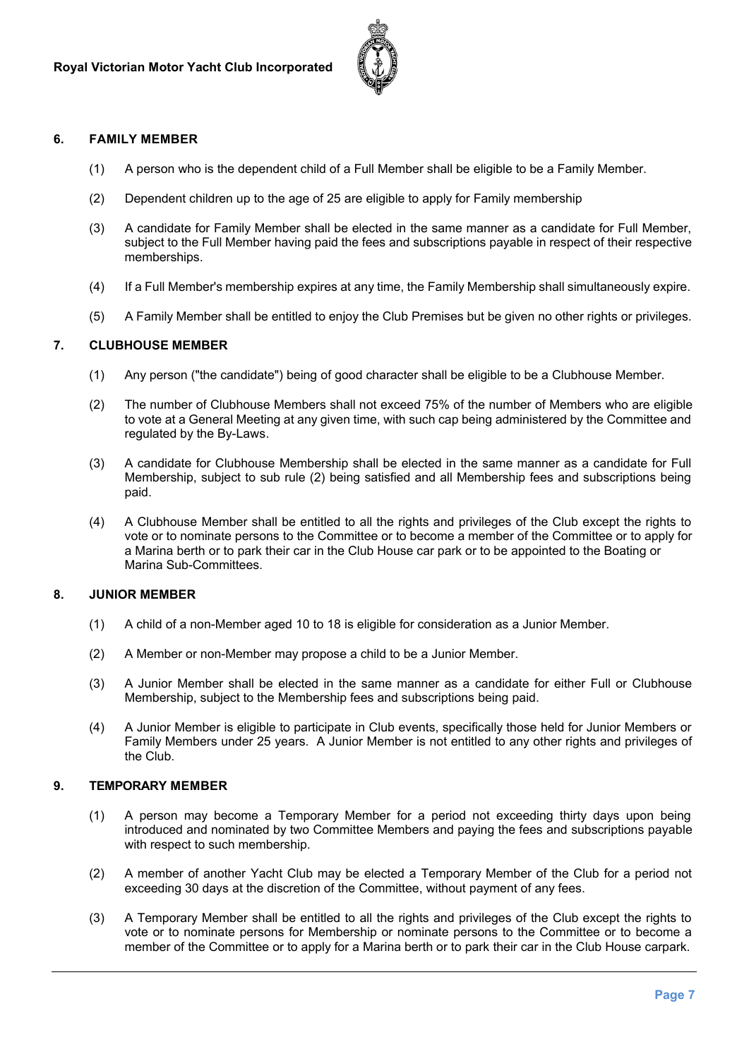## 6. FAMILY MEMBER

(1) A person who is the dependent child of a Full Member shall be eligible to be a Family Member.

(2) Dependent children up to the age of 25 are eligible to apply for Family membership

(3) A candidate for Family Member shall be elected in the same manner as a candidate for Full Member, subject to the Full Member having paid the fees and subscriptions payable in respect of their respective memberships.

(4) If a Full Member's membership expires at any time, the Family Membership shall simultaneously expire.

(5) A Family Member shall be entitled to enjoy the Club Premises but be given no other rights or privileges.

## 7. CLUBHOUSE MEMBER

(1) Any person ("the candidate") being of good character shall be eligible to be a Clubhouse Member.

(2) The number of Clubhouse Members shall not exceed 75% of the number of Members who are eligible to vote at a General Meeting at any given time, with such cap being administered by the Committee and regulated by the By-Laws.

(3) A candidate for Clubhouse Membership shall be elected in the same manner as a candidate for Full Membership, subject to sub rule (2) being satisfied and all Membership fees and subscriptions being paid.

(4) A Clubhouse Member shall be entitled to all the rights and privileges of the Club except the rights to vote or to nominate persons to the Committee or to become a member of the Committee or to apply for a Marina berth or to park their car in the Club House car park or to be appointed to the Boating or Marina Sub-Committees.

## 8. JUNIOR MEMBER

(1) A child of a non-Member aged 10 to 18 is eligible for consideration as a Junior Member.

(2) A Member or non-Member may propose a child to be a Junior Member.

(3) A Junior Member shall be elected in the same manner as a candidate for either Full or Clubhouse Membership, subject to the Membership fees and subscriptions being paid.

(4) A Junior Member is eligible to participate in Club events, specifically those held for Junior Members or Family Members under 25 years. A Junior Member is not entitled to any other rights and privileges of the Club.

## 9. TEMPORARY MEMBER

(1) A person may become a Temporary Member for a period not exceeding thirty days upon being introduced and nominated by two Committee Members and paying the fees and subscriptions payable with respect to such membership.

(2) A member of another Yacht Club may be elected a Temporary Member of the Club for a period not exceeding 30 days at the discretion of the Committee, without payment of any fees.

(3) A Temporary Member shall be entitled to all the rights and privileges of the Club except the rights to vote or to nominate persons for Membership or nominate persons to the Committee or to become a member of the Committee or to apply for a Marina berth or to park their car in the Club House carpark.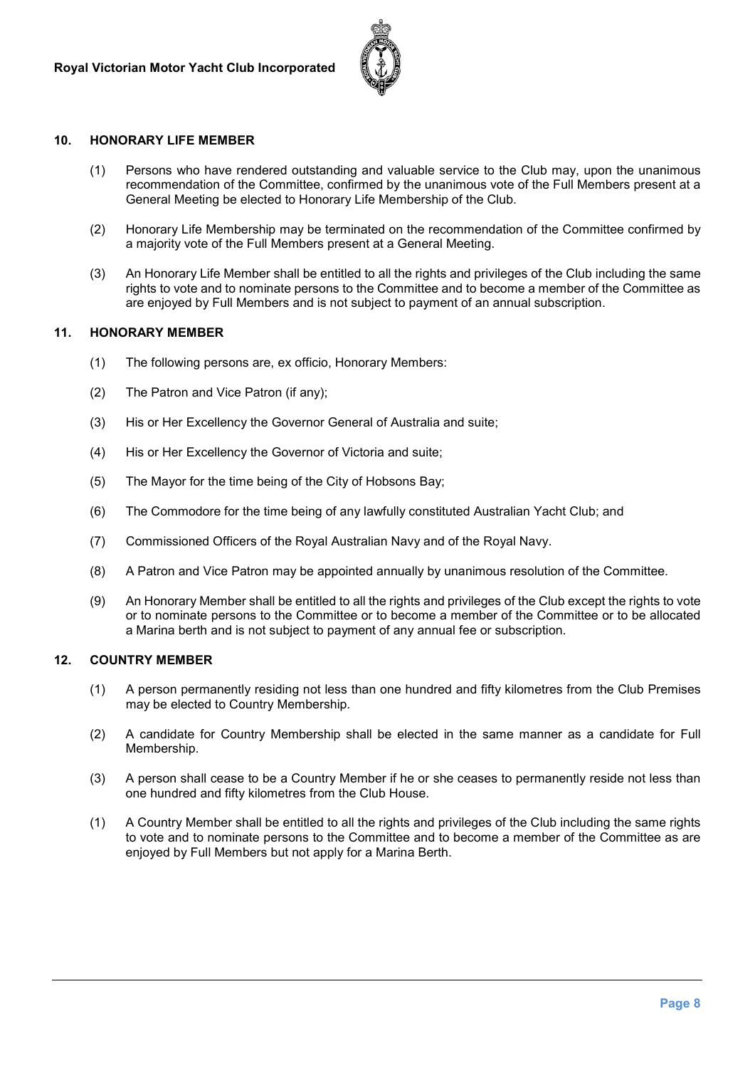## 10. HONORARY LIFE MEMBER

(1) Persons who have rendered outstanding and valuable service to the Club may, upon the unanimous recommendation of the Committee, confirmed by the unanimous vote of the Full Members present at a General Meeting be elected to Honorary Life Membership of the Club.

(2) Honorary Life Membership may be terminated on the recommendation of the Committee confirmed by a majority vote of the Full Members present at a General Meeting.

(3) An Honorary Life Member shall be entitled to all the rights and privileges of the Club including the same rights to vote and to nominate persons to the Committee and to become a member of the Committee as are enjoyed by Full Members and is not subject to payment of an annual subscription.

## 11. HONORARY MEMBER

(1) The following persons are, ex officio, Honorary Members:

(2) The Patron and Vice Patron (if any);

(3) His or Her Excellency the Governor General of Australia and suite;

(4) His or Her Excellency the Governor of Victoria and suite;

(5) The Mayor for the time being of the City of Hobsons Bay;

(6) The Commodore for the time being of any lawfully constituted Australian Yacht Club; and

(7) Commissioned Officers of the Royal Australian Navy and of the Royal Navy.

(8) A Patron and Vice Patron may be appointed annually by unanimous resolution of the Committee.

(9) An Honorary Member shall be entitled to all the rights and privileges of the Club except the rights to vote or to nominate persons to the Committee or to become a member of the Committee or to be allocated a Marina berth and is not subject to payment of any annual fee or subscription.

## 12. COUNTRY MEMBER

(1) A person permanently residing not less than one hundred and fifty kilometres from the Club Premises may be elected to Country Membership.

(2) A candidate for Country Membership shall be elected in the same manner as a candidate for Full Membership.

(3) A person shall cease to be a Country Member if he or she ceases to permanently reside not less than one hundred and fifty kilometres from the Club House.

(1) A Country Member shall be entitled to all the rights and privileges of the Club including the same rights to vote and to nominate persons to the Committee and to become a member of the Committee as are enjoyed by Full Members but not apply for a Marina Berth.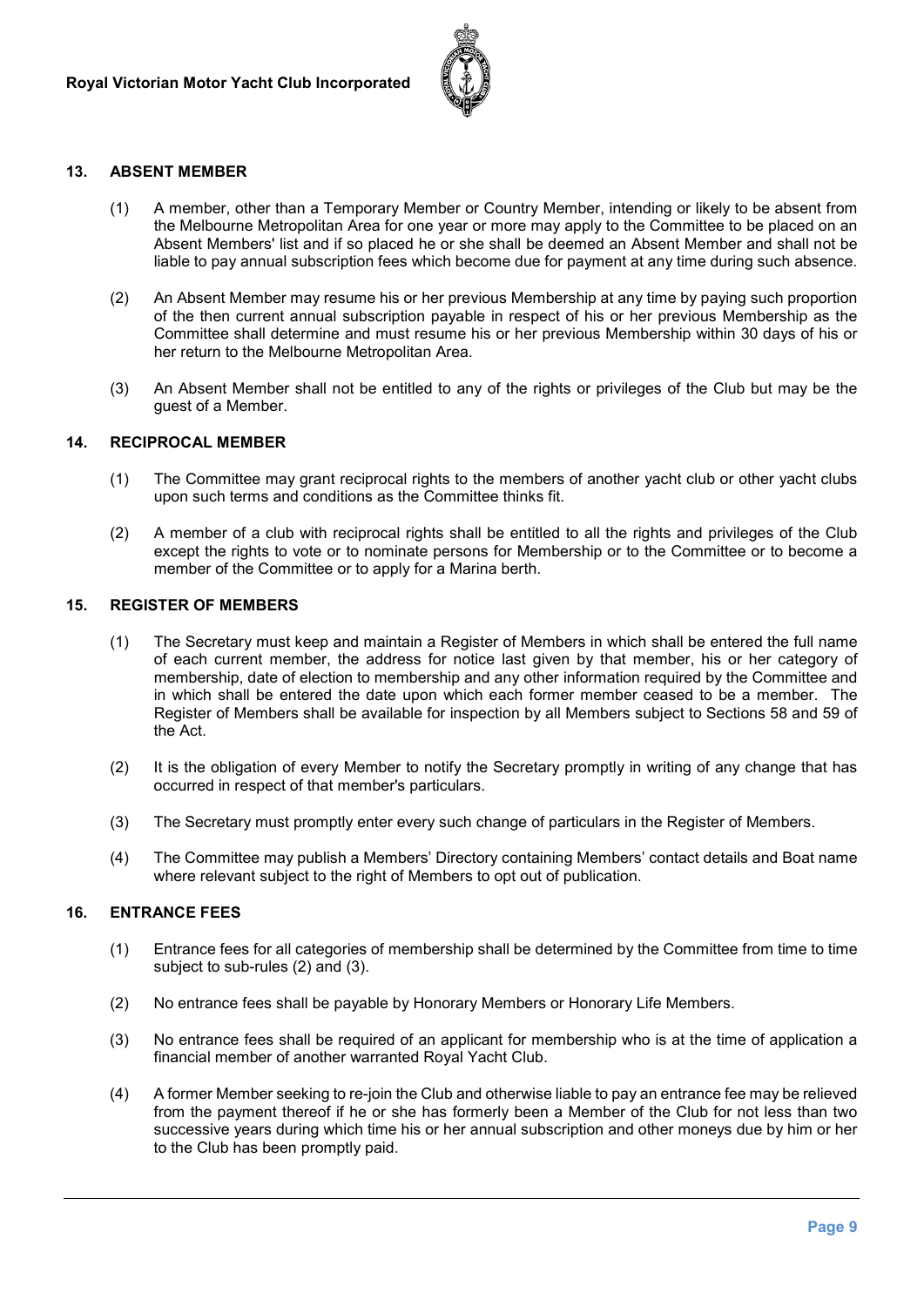## 13. ABSENT MEMBER

(1) A member, other than a Temporary Member or Country Member, intending or likely to be absent from the Melbourne Metropolitan Area for one year or more may apply to the Committee to be placed on an Absent Members' list and if so placed he or she shall be deemed an Absent Member and shall not be liable to pay annual subscription fees which become due for payment at any time during such absence.

(2) An Absent Member may resume his or her previous Membership at any time by paying such proportion of the then current annual subscription payable in respect of his or her previous Membership as the Committee shall determine and must resume his or her previous Membership within 30 days of his or her return to the Melbourne Metropolitan Area.

(3) An Absent Member shall not be entitled to any of the rights or privileges of the Club but may be the guest of a Member.

## 14. RECIPROCAL MEMBER

(1) The Committee may grant reciprocal rights to the members of another yacht club or other yacht clubs upon such terms and conditions as the Committee thinks fit.

(2) A member of a club with reciprocal rights shall be entitled to all the rights and privileges of the Club except the rights to vote or to nominate persons for Membership or to the Committee or to become a member of the Committee or to apply for a Marina berth.

## 15. REGISTER OF MEMBERS

(1) The Secretary must keep and maintain a Register of Members in which shall be entered the full name of each current member, the address for notice last given by that member, his or her category of membership, date of election to membership and any other information required by the Committee and in which shall be entered the date upon which each former member ceased to be a member. The Register of Members shall be available for inspection by all Members subject to Sections 58 and 59 of the Act.

(2) It is the obligation of every Member to notify the Secretary promptly in writing of any change that has occurred in respect of that member's particulars.

(3) The Secretary must promptly enter every such change of particulars in the Register of Members.

(4) The Committee may publish a Members' Directory containing Members' contact details and Boat name where relevant subject to the right of Members to opt out of publication.

## 16. ENTRANCE FEES

(1) Entrance fees for all categories of membership shall be determined by the Committee from time to time subject to sub-rules (2) and (3).

(2) No entrance fees shall be payable by Honorary Members or Honorary Life Members.

(3) No entrance fees shall be required of an applicant for membership who is at the time of application a financial member of another warranted Royal Yacht Club.

(4) A former Member seeking to re-join the Club and otherwise liable to pay an entrance fee may be relieved from the payment thereof if he or she has formerly been a Member of the Club for not less than two successive years during which time his or her annual subscription and other moneys due by him or her to the Club has been promptly paid.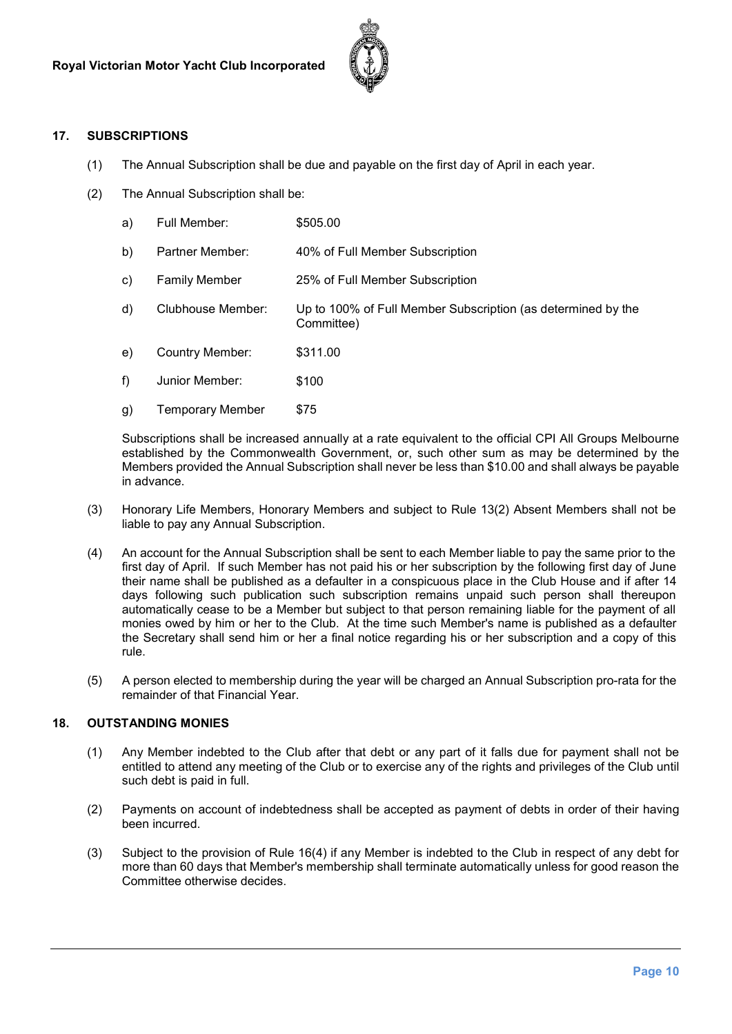## 17. SUBSCRIPTIONS

(1) The Annual Subscription shall be due and payable on the first day of April in each year.

(2) The Annual Subscription shall be:

a) Full Member: $505.00

b) Partner Member: 40% of Full Member Subscription

c) Family Member 25% of Full Member Subscription

d) Clubhouse Member: Up to 100% of Full Member Subscription (as determined by the Committee)

e) Country Member: $311.00

f) Junior Member: $100

g) Temporary Member $75

Subscriptions shall be increased annually at a rate equivalent to the official CPI All Groups Melbourne established by the Commonwealth Government, or, such other sum as may be determined by the Members provided the Annual Subscription shall never be less than $10.00 and shall always be payable in advance.

(3) Honorary Life Members, Honorary Members and subject to Rule 13(2) Absent Members shall not be liable to pay any Annual Subscription.

(4) An account for the Annual Subscription shall be sent to each Member liable to pay the same prior to the first day of April. If such Member has not paid his or her subscription by the following first day of June their name shall be published as a defaulter in a conspicuous place in the Club House and if after 14 days following such publication such subscription remains unpaid such person shall thereupon automatically cease to be a Member but subject to that person remaining liable for the payment of all monies owed by him or her to the Club. At the time such Member's name is published as a defaulter the Secretary shall send him or her a final notice regarding his or her subscription and a copy of this rule.

(5) A person elected to membership during the year will be charged an Annual Subscription pro-rata for the remainder of that Financial Year.

## 18. OUTSTANDING MONIES

(1) Any Member indebted to the Club after that debt or any part of it falls due for payment shall not be entitled to attend any meeting of the Club or to exercise any of the rights and privileges of the Club until such debt is paid in full.

(2) Payments on account of indebtedness shall be accepted as payment of debts in order of their having been incurred.

(3) Subject to the provision of Rule 16(4) if any Member is indebted to the Club in respect of any debt for more than 60 days that Member's membership shall terminate automatically unless for good reason the Committee otherwise decides.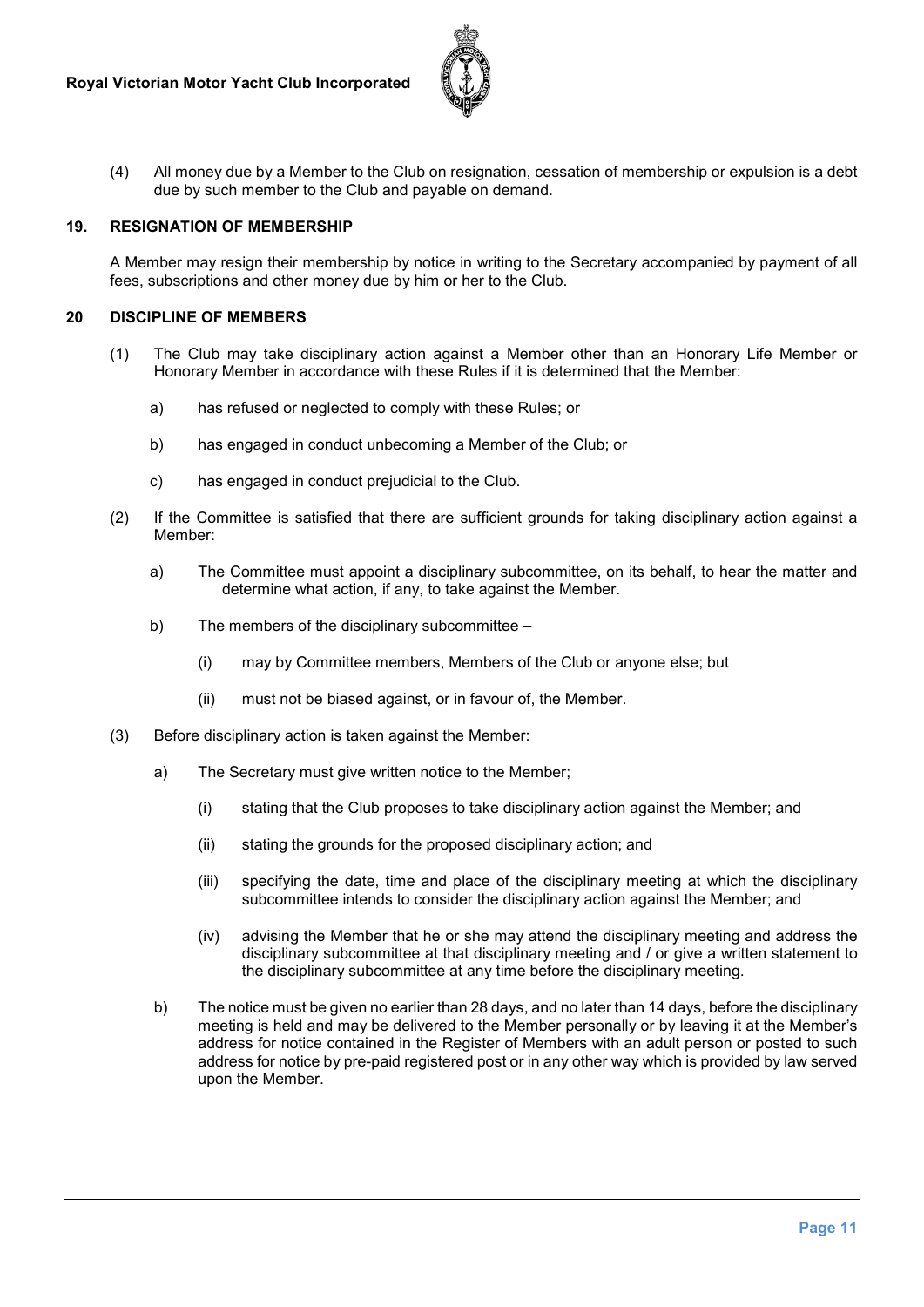(4) All money due by a Member to the Club on resignation, cessation of membership or expulsion is a debt due by such member to the Club and payable on demand.

## 19. RESIGNATION OF MEMBERSHIP

A Member may resign their membership by notice in writing to the Secretary accompanied by payment of all fees, subscriptions and other money due by him or her to the Club.

## 20 DISCIPLINE OF MEMBERS

(1) The Club may take disciplinary action against a Member other than an Honorary Life Member or Honorary Member in accordance with these Rules if it is determined that the Member:

a) has refused or neglected to comply with these Rules; or

b) has engaged in conduct unbecoming a Member of the Club; or

c) has engaged in conduct prejudicial to the Club.

(2) If the Committee is satisfied that there are sufficient grounds for taking disciplinary action against a Member:

a) The Committee must appoint a disciplinary subcommittee, on its behalf, to hear the matter and determine what action, if any, to take against the Member.

b) The members of the disciplinary subcommittee –

(i) may by Committee members, Members of the Club or anyone else; but

(ii) must not be biased against, or in favour of, the Member.

(3) Before disciplinary action is taken against the Member:

a) The Secretary must give written notice to the Member;

(i) stating that the Club proposes to take disciplinary action against the Member; and

(ii) stating the grounds for the proposed disciplinary action; and

(iii) specifying the date, time and place of the disciplinary meeting at which the disciplinary subcommittee intends to consider the disciplinary action against the Member; and

(iv) advising the Member that he or she may attend the disciplinary meeting and address the disciplinary subcommittee at that disciplinary meeting and / or give a written statement to the disciplinary subcommittee at any time before the disciplinary meeting.

b) The notice must be given no earlier than 28 days, and no later than 14 days, before the disciplinary meeting is held and may be delivered to the Member personally or by leaving it at the Member's address for notice contained in the Register of Members with an adult person or posted to such address for notice by pre-paid registered post or in any other way which is provided by law served upon the Member.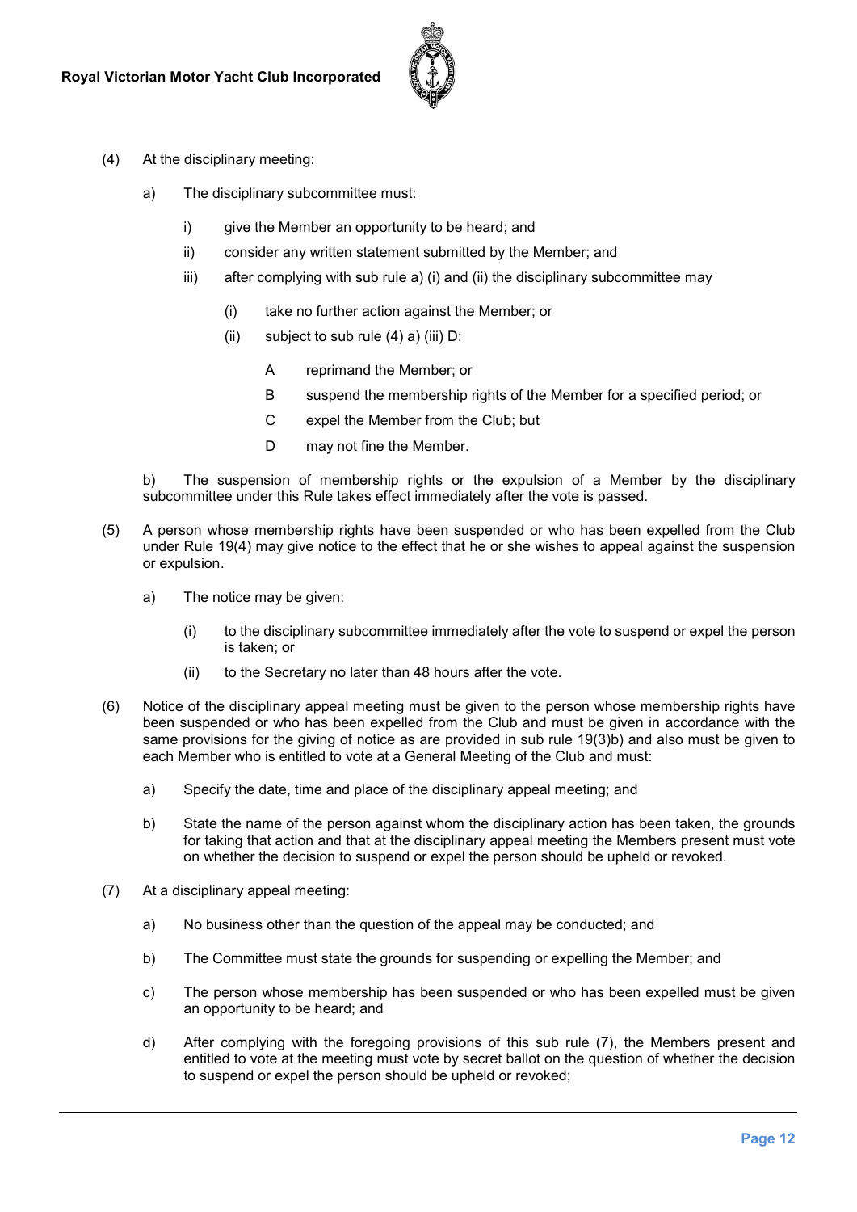(4) At the disciplinary meeting:

a) The disciplinary subcommittee must:

i) give the Member an opportunity to be heard; and

ii) consider any written statement submitted by the Member; and

iii) after complying with sub rule a) (i) and (ii) the disciplinary subcommittee may

(i) take no further action against the Member; or

(ii) subject to sub rule (4) a) (iii) D:

A reprimand the Member; or

B suspend the membership rights of the Member for a specified period; or

C expel the Member from the Club; but

D may not fine the Member.

b) The suspension of membership rights or the expulsion of a Member by the disciplinary subcommittee under this Rule takes effect immediately after the vote is passed.

(5) A person whose membership rights have been suspended or who has been expelled from the Club under Rule 19(4) may give notice to the effect that he or she wishes to appeal against the suspension or expulsion.

a) The notice may be given:

(i) to the disciplinary subcommittee immediately after the vote to suspend or expel the person is taken; or

(ii) to the Secretary no later than 48 hours after the vote.

(6) Notice of the disciplinary appeal meeting must be given to the person whose membership rights have been suspended or who has been expelled from the Club and must be given in accordance with the same provisions for the giving of notice as are provided in sub rule 19(3)b) and also must be given to each Member who is entitled to vote at a General Meeting of the Club and must:

a) Specify the date, time and place of the disciplinary appeal meeting; and

b) State the name of the person against whom the disciplinary action has been taken, the grounds for taking that action and that at the disciplinary appeal meeting the Members present must vote on whether the decision to suspend or expel the person should be upheld or revoked.

(7) At a disciplinary appeal meeting:

a) No business other than the question of the appeal may be conducted; and

b) The Committee must state the grounds for suspending or expelling the Member; and

c) The person whose membership has been suspended or who has been expelled must be given an opportunity to be heard; and

d) After complying with the foregoing provisions of this sub rule (7), the Members present and entitled to vote at the meeting must vote by secret ballot on the question of whether the decision to suspend or expel the person should be upheld or revoked;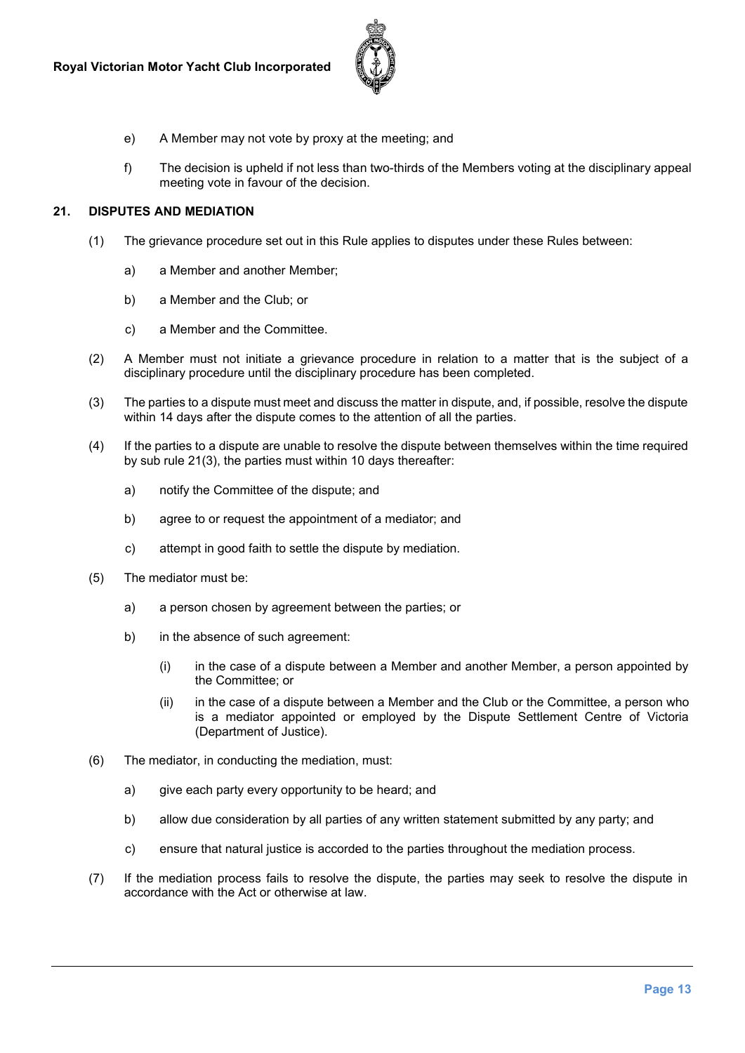e) A Member may not vote by proxy at the meeting; and

f) The decision is upheld if not less than two-thirds of the Members voting at the disciplinary appeal meeting vote in favour of the decision.

## 21. DISPUTES AND MEDIATION

(1) The grievance procedure set out in this Rule applies to disputes under these Rules between:

a) a Member and another Member;

b) a Member and the Club; or

c) a Member and the Committee.

(2) A Member must not initiate a grievance procedure in relation to a matter that is the subject of a disciplinary procedure until the disciplinary procedure has been completed.

(3) The parties to a dispute must meet and discuss the matter in dispute, and, if possible, resolve the dispute within 14 days after the dispute comes to the attention of all the parties.

(4) If the parties to a dispute are unable to resolve the dispute between themselves within the time required by sub rule 21(3), the parties must within 10 days thereafter:

a) notify the Committee of the dispute; and

b) agree to or request the appointment of a mediator; and

c) attempt in good faith to settle the dispute by mediation.

(5) The mediator must be:

a) a person chosen by agreement between the parties; or

b) in the absence of such agreement:

(i) in the case of a dispute between a Member and another Member, a person appointed by the Committee; or

(ii) in the case of a dispute between a Member and the Club or the Committee, a person who is a mediator appointed or employed by the Dispute Settlement Centre of Victoria (Department of Justice).

(6) The mediator, in conducting the mediation, must:

a) give each party every opportunity to be heard; and

b) allow due consideration by all parties of any written statement submitted by any party; and

c) ensure that natural justice is accorded to the parties throughout the mediation process.

(7) If the mediation process fails to resolve the dispute, the parties may seek to resolve the dispute in accordance with the Act or otherwise at law.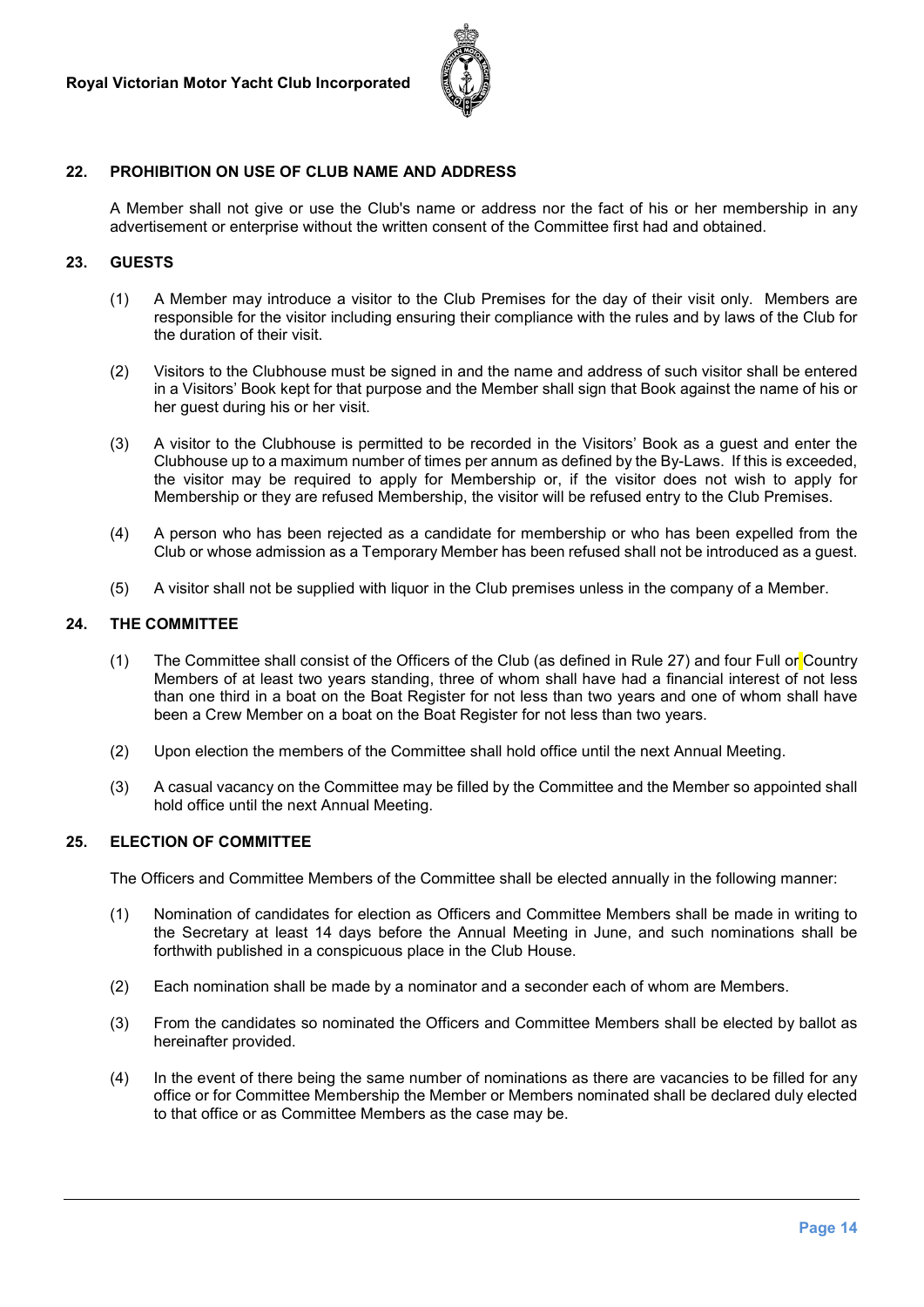## 22. PROHIBITION ON USE OF CLUB NAME AND ADDRESS

A Member shall not give or use the Club's name or address nor the fact of his or her membership in any advertisement or enterprise without the written consent of the Committee first had and obtained.

## 23. GUESTS

(1) A Member may introduce a visitor to the Club Premises for the day of their visit only. Members are responsible for the visitor including ensuring their compliance with the rules and by laws of the Club for the duration of their visit.

(2) Visitors to the Clubhouse must be signed in and the name and address of such visitor shall be entered in a Visitors' Book kept for that purpose and the Member shall sign that Book against the name of his or her guest during his or her visit.

(3) A visitor to the Clubhouse is permitted to be recorded in the Visitors' Book as a guest and enter the Clubhouse up to a maximum number of times per annum as defined by the By-Laws. If this is exceeded, the visitor may be required to apply for Membership or, if the visitor does not wish to apply for Membership or they are refused Membership, the visitor will be refused entry to the Club Premises.

(4) A person who has been rejected as a candidate for membership or who has been expelled from the Club or whose admission as a Temporary Member has been refused shall not be introduced as a guest.

(5) A visitor shall not be supplied with liquor in the Club premises unless in the company of a Member.

## 24. THE COMMITTEE

(1) The Committee shall consist of the Officers of the Club (as defined in Rule 27) and four Full or Country Members of at least two years standing, three of whom shall have had a financial interest of not less than one third in a boat on the Boat Register for not less than two years and one of whom shall have been a Crew Member on a boat on the Boat Register for not less than two years.

(2) Upon election the members of the Committee shall hold office until the next Annual Meeting.

(3) A casual vacancy on the Committee may be filled by the Committee and the Member so appointed shall hold office until the next Annual Meeting.

## 25. ELECTION OF COMMITTEE

The Officers and Committee Members of the Committee shall be elected annually in the following manner:

(1) Nomination of candidates for election as Officers and Committee Members shall be made in writing to the Secretary at least 14 days before the Annual Meeting in June, and such nominations shall be forthwith published in a conspicuous place in the Club House.

(2) Each nomination shall be made by a nominator and a seconder each of whom are Members.

(3) From the candidates so nominated the Officers and Committee Members shall be elected by ballot as hereinafter provided.

(4) In the event of there being the same number of nominations as there are vacancies to be filled for any office or for Committee Membership the Member or Members nominated shall be declared duly elected to that office or as Committee Members as the case may be.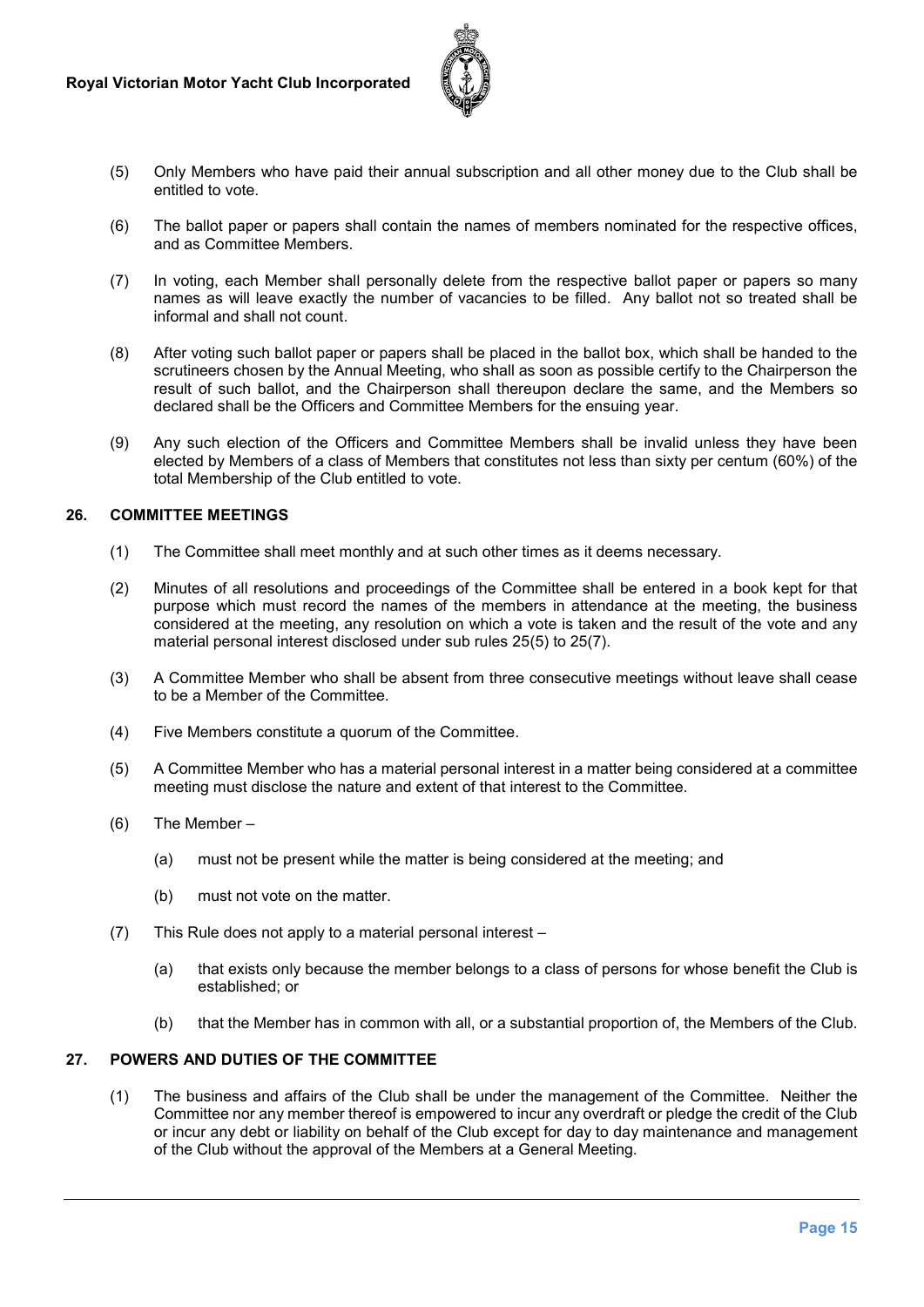(5) Only Members who have paid their annual subscription and all other money due to the Club shall be entitled to vote.

(6) The ballot paper or papers shall contain the names of members nominated for the respective offices, and as Committee Members.

(7) In voting, each Member shall personally delete from the respective ballot paper or papers so many names as will leave exactly the number of vacancies to be filled. Any ballot not so treated shall be informal and shall not count.

(8) After voting such ballot paper or papers shall be placed in the ballot box, which shall be handed to the scrutineers chosen by the Annual Meeting, who shall as soon as possible certify to the Chairperson the result of such ballot, and the Chairperson shall thereupon declare the same, and the Members so declared shall be the Officers and Committee Members for the ensuing year.

(9) Any such election of the Officers and Committee Members shall be invalid unless they have been elected by Members of a class of Members that constitutes not less than sixty per centum (60%) of the total Membership of the Club entitled to vote.

## 26. COMMITTEE MEETINGS

(1) The Committee shall meet monthly and at such other times as it deems necessary.

(2) Minutes of all resolutions and proceedings of the Committee shall be entered in a book kept for that purpose which must record the names of the members in attendance at the meeting, the business considered at the meeting, any resolution on which a vote is taken and the result of the vote and any material personal interest disclosed under sub rules 25(5) to 25(7).

(3) A Committee Member who shall be absent from three consecutive meetings without leave shall cease to be a Member of the Committee.

(4) Five Members constitute a quorum of the Committee.

(5) A Committee Member who has a material personal interest in a matter being considered at a committee meeting must disclose the nature and extent of that interest to the Committee.

(6) The Member –

  (a) must not be present while the matter is being considered at the meeting; and

  (b) must not vote on the matter.

(7) This Rule does not apply to a material personal interest –

  (a) that exists only because the member belongs to a class of persons for whose benefit the Club is established; or

  (b) that the Member has in common with all, or a substantial proportion of, the Members of the Club.

## 27. POWERS AND DUTIES OF THE COMMITTEE

(1) The business and affairs of the Club shall be under the management of the Committee. Neither the Committee nor any member thereof is empowered to incur any overdraft or pledge the credit of the Club or incur any debt or liability on behalf of the Club except for day to day maintenance and management of the Club without the approval of the Members at a General Meeting.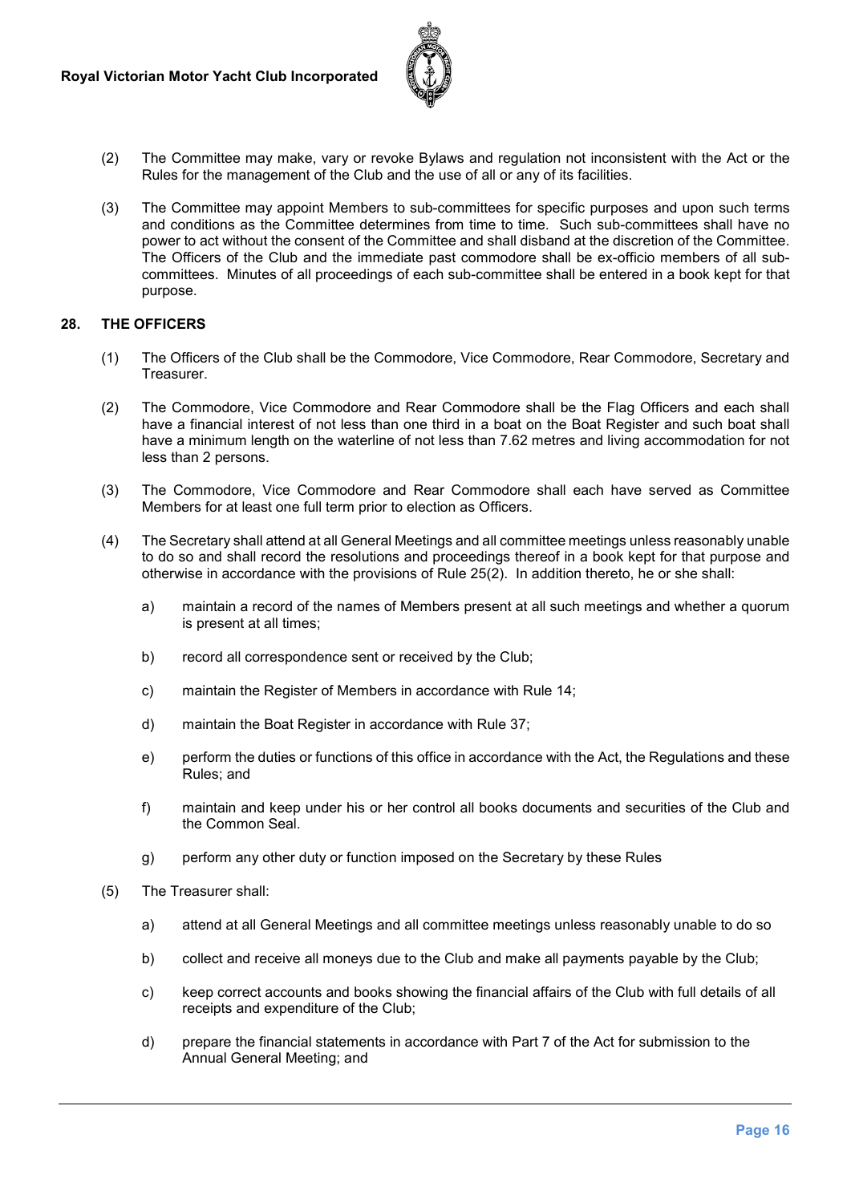(2) The Committee may make, vary or revoke Bylaws and regulation not inconsistent with the Act or the Rules for the management of the Club and the use of all or any of its facilities.

(3) The Committee may appoint Members to sub-committees for specific purposes and upon such terms and conditions as the Committee determines from time to time. Such sub-committees shall have no power to act without the consent of the Committee and shall disband at the discretion of the Committee. The Officers of the Club and the immediate past commodore shall be ex-officio members of all sub-committees. Minutes of all proceedings of each sub-committee shall be entered in a book kept for that purpose.

## 28. THE OFFICERS

(1) The Officers of the Club shall be the Commodore, Vice Commodore, Rear Commodore, Secretary and Treasurer.

(2) The Commodore, Vice Commodore and Rear Commodore shall be the Flag Officers and each shall have a financial interest of not less than one third in a boat on the Boat Register and such boat shall have a minimum length on the waterline of not less than 7.62 metres and living accommodation for not less than 2 persons.

(3) The Commodore, Vice Commodore and Rear Commodore shall each have served as Committee Members for at least one full term prior to election as Officers.

(4) The Secretary shall attend at all General Meetings and all committee meetings unless reasonably unable to do so and shall record the resolutions and proceedings thereof in a book kept for that purpose and otherwise in accordance with the provisions of Rule 25(2). In addition thereto, he or she shall:

   a) maintain a record of the names of Members present at all such meetings and whether a quorum is present at all times;

   b) record all correspondence sent or received by the Club;

   c) maintain the Register of Members in accordance with Rule 14;

   d) maintain the Boat Register in accordance with Rule 37;

   e) perform the duties or functions of this office in accordance with the Act, the Regulations and these Rules; and

   f) maintain and keep under his or her control all books documents and securities of the Club and the Common Seal.

   g) perform any other duty or function imposed on the Secretary by these Rules

(5) The Treasurer shall:

   a) attend at all General Meetings and all committee meetings unless reasonably unable to do so

   b) collect and receive all moneys due to the Club and make all payments payable by the Club;

   c) keep correct accounts and books showing the financial affairs of the Club with full details of all receipts and expenditure of the Club;

   d) prepare the financial statements in accordance with Part 7 of the Act for submission to the Annual General Meeting; and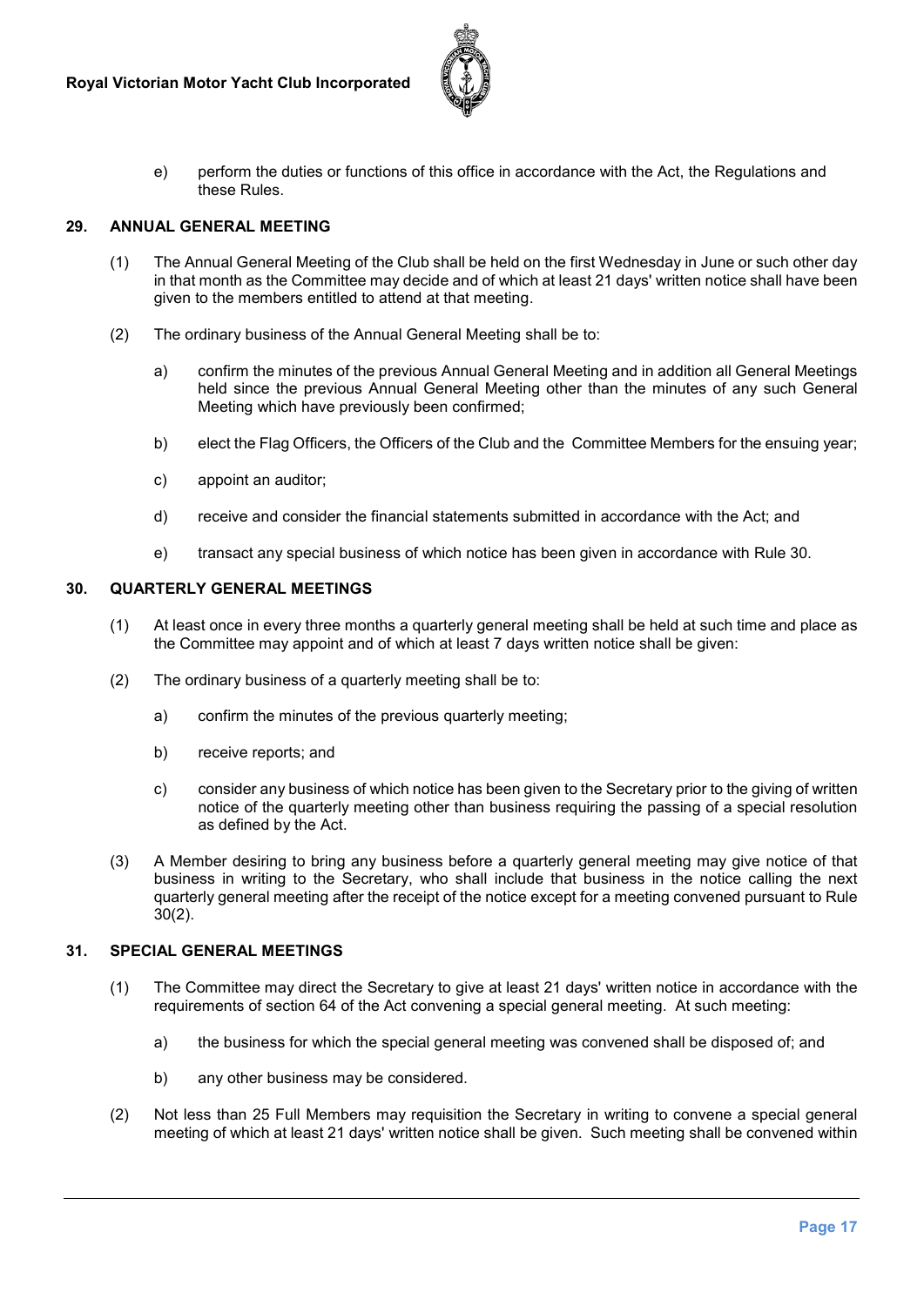e) perform the duties or functions of this office in accordance with the Act, the Regulations and these Rules.

## 29. ANNUAL GENERAL MEETING

(1) The Annual General Meeting of the Club shall be held on the first Wednesday in June or such other day in that month as the Committee may decide and of which at least 21 days' written notice shall have been given to the members entitled to attend at that meeting.

(2) The ordinary business of the Annual General Meeting shall be to:

a) confirm the minutes of the previous Annual General Meeting and in addition all General Meetings held since the previous Annual General Meeting other than the minutes of any such General Meeting which have previously been confirmed;

b) elect the Flag Officers, the Officers of the Club and the Committee Members for the ensuing year;

c) appoint an auditor;

d) receive and consider the financial statements submitted in accordance with the Act; and

e) transact any special business of which notice has been given in accordance with Rule 30.

## 30. QUARTERLY GENERAL MEETINGS

(1) At least once in every three months a quarterly general meeting shall be held at such time and place as the Committee may appoint and of which at least 7 days written notice shall be given:

(2) The ordinary business of a quarterly meeting shall be to:

a) confirm the minutes of the previous quarterly meeting;

b) receive reports; and

c) consider any business of which notice has been given to the Secretary prior to the giving of written notice of the quarterly meeting other than business requiring the passing of a special resolution as defined by the Act.

(3) A Member desiring to bring any business before a quarterly general meeting may give notice of that business in writing to the Secretary, who shall include that business in the notice calling the next quarterly general meeting after the receipt of the notice except for a meeting convened pursuant to Rule 30(2).

## 31. SPECIAL GENERAL MEETINGS

(1) The Committee may direct the Secretary to give at least 21 days' written notice in accordance with the requirements of section 64 of the Act convening a special general meeting. At such meeting:

a) the business for which the special general meeting was convened shall be disposed of; and

b) any other business may be considered.

(2) Not less than 25 Full Members may requisition the Secretary in writing to convene a special general meeting of which at least 21 days' written notice shall be given. Such meeting shall be convened within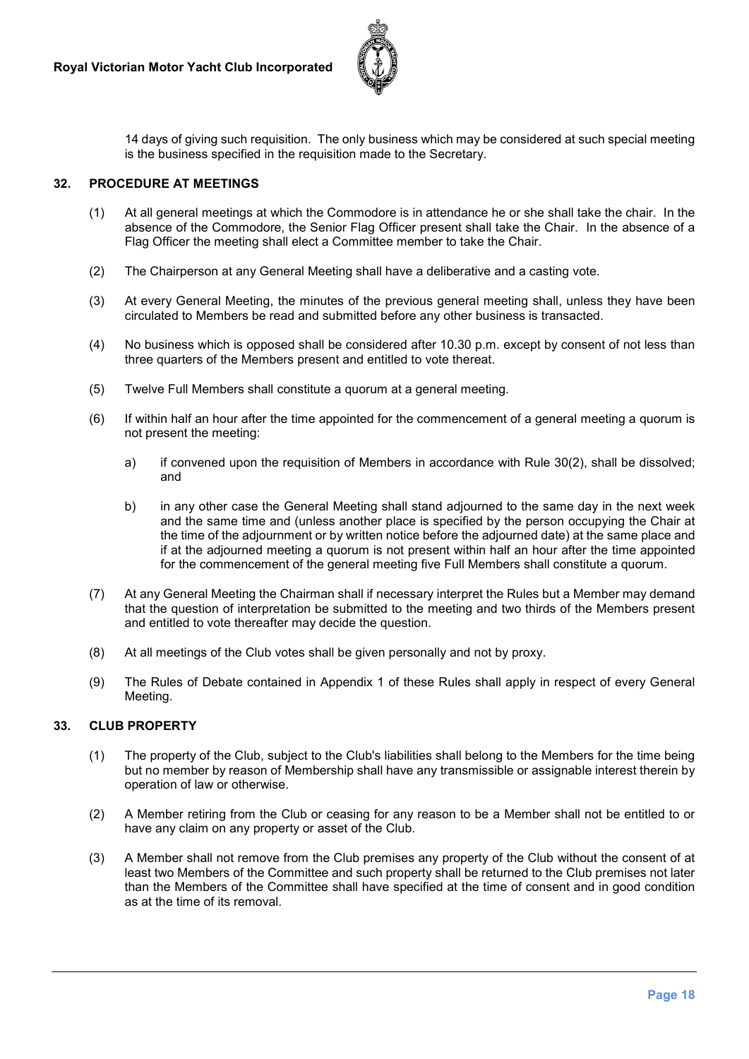14 days of giving such requisition. The only business which may be considered at such special meeting is the business specified in the requisition made to the Secretary.

## 32. PROCEDURE AT MEETINGS

(1) At all general meetings at which the Commodore is in attendance he or she shall take the chair. In the absence of the Commodore, the Senior Flag Officer present shall take the Chair. In the absence of a Flag Officer the meeting shall elect a Committee member to take the Chair.

(2) The Chairperson at any General Meeting shall have a deliberative and a casting vote.

(3) At every General Meeting, the minutes of the previous general meeting shall, unless they have been circulated to Members be read and submitted before any other business is transacted.

(4) No business which is opposed shall be considered after 10.30 p.m. except by consent of not less than three quarters of the Members present and entitled to vote thereat.

(5) Twelve Full Members shall constitute a quorum at a general meeting.

(6) If within half an hour after the time appointed for the commencement of a general meeting a quorum is not present the meeting:

   a) if convened upon the requisition of Members in accordance with Rule 30(2), shall be dissolved; and

   b) in any other case the General Meeting shall stand adjourned to the same day in the next week and the same time and (unless another place is specified by the person occupying the Chair at the time of the adjournment or by written notice before the adjourned date) at the same place and if at the adjourned meeting a quorum is not present within half an hour after the time appointed for the commencement of the general meeting five Full Members shall constitute a quorum.

(7) At any General Meeting the Chairman shall if necessary interpret the Rules but a Member may demand that the question of interpretation be submitted to the meeting and two thirds of the Members present and entitled to vote thereafter may decide the question.

(8) At all meetings of the Club votes shall be given personally and not by proxy.

(9) The Rules of Debate contained in Appendix 1 of these Rules shall apply in respect of every General Meeting.

## 33. CLUB PROPERTY

(1) The property of the Club, subject to the Club's liabilities shall belong to the Members for the time being but no member by reason of Membership shall have any transmissible or assignable interest therein by operation of law or otherwise.

(2) A Member retiring from the Club or ceasing for any reason to be a Member shall not be entitled to or have any claim on any property or asset of the Club.

(3) A Member shall not remove from the Club premises any property of the Club without the consent of at least two Members of the Committee and such property shall be returned to the Club premises not later than the Members of the Committee shall have specified at the time of consent and in good condition as at the time of its removal.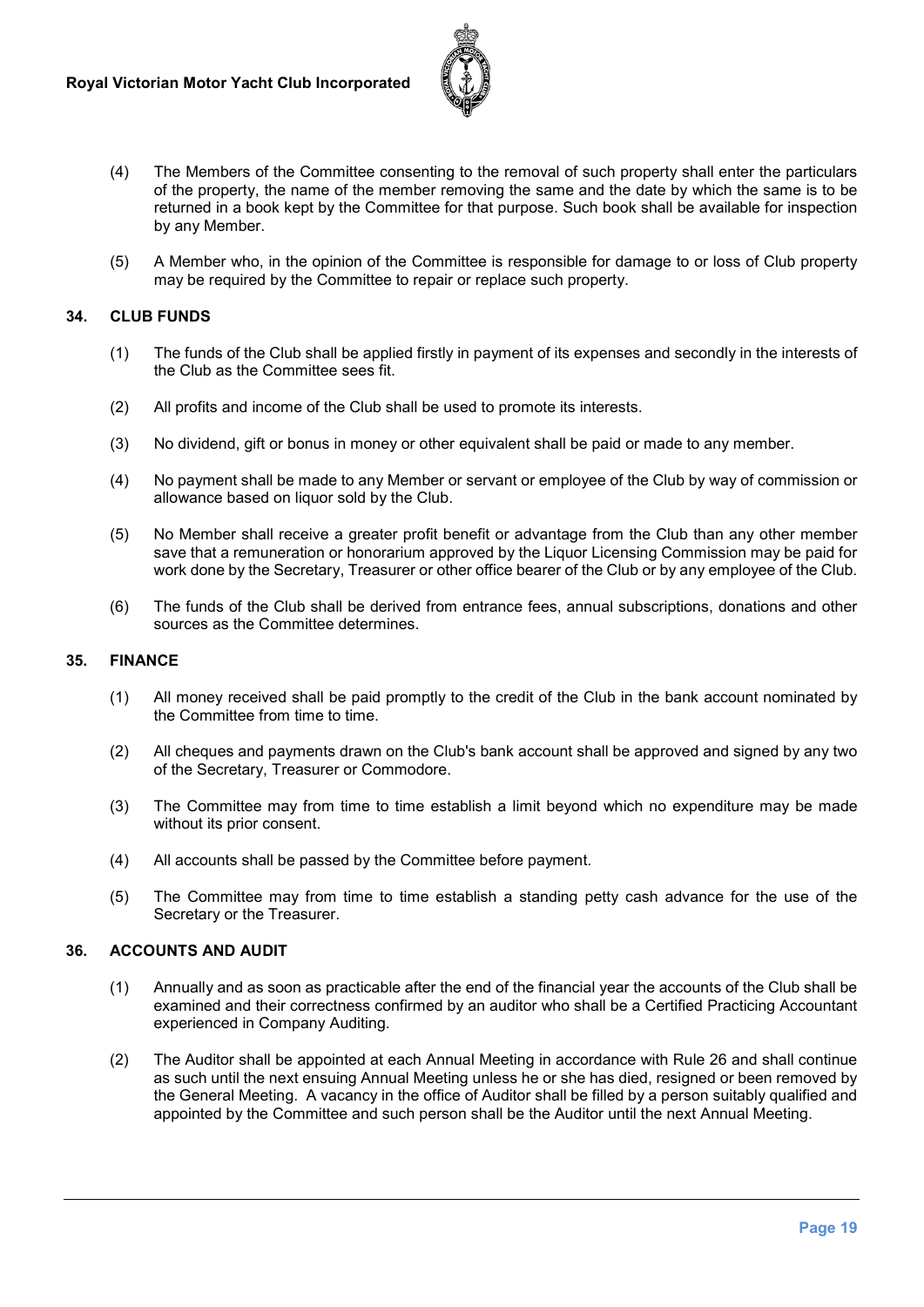(4) The Members of the Committee consenting to the removal of such property shall enter the particulars of the property, the name of the member removing the same and the date by which the same is to be returned in a book kept by the Committee for that purpose. Such book shall be available for inspection by any Member.

(5) A Member who, in the opinion of the Committee is responsible for damage to or loss of Club property may be required by the Committee to repair or replace such property.

## 34. CLUB FUNDS

(1) The funds of the Club shall be applied firstly in payment of its expenses and secondly in the interests of the Club as the Committee sees fit.

(2) All profits and income of the Club shall be used to promote its interests.

(3) No dividend, gift or bonus in money or other equivalent shall be paid or made to any member.

(4) No payment shall be made to any Member or servant or employee of the Club by way of commission or allowance based on liquor sold by the Club.

(5) No Member shall receive a greater profit benefit or advantage from the Club than any other member save that a remuneration or honorarium approved by the Liquor Licensing Commission may be paid for work done by the Secretary, Treasurer or other office bearer of the Club or by any employee of the Club.

(6) The funds of the Club shall be derived from entrance fees, annual subscriptions, donations and other sources as the Committee determines.

## 35. FINANCE

(1) All money received shall be paid promptly to the credit of the Club in the bank account nominated by the Committee from time to time.

(2) All cheques and payments drawn on the Club's bank account shall be approved and signed by any two of the Secretary, Treasurer or Commodore.

(3) The Committee may from time to time establish a limit beyond which no expenditure may be made without its prior consent.

(4) All accounts shall be passed by the Committee before payment.

(5) The Committee may from time to time establish a standing petty cash advance for the use of the Secretary or the Treasurer.

## 36. ACCOUNTS AND AUDIT

(1) Annually and as soon as practicable after the end of the financial year the accounts of the Club shall be examined and their correctness confirmed by an auditor who shall be a Certified Practicing Accountant experienced in Company Auditing.

(2) The Auditor shall be appointed at each Annual Meeting in accordance with Rule 26 and shall continue as such until the next ensuing Annual Meeting unless he or she has died, resigned or been removed by the General Meeting. A vacancy in the office of Auditor shall be filled by a person suitably qualified and appointed by the Committee and such person shall be the Auditor until the next Annual Meeting.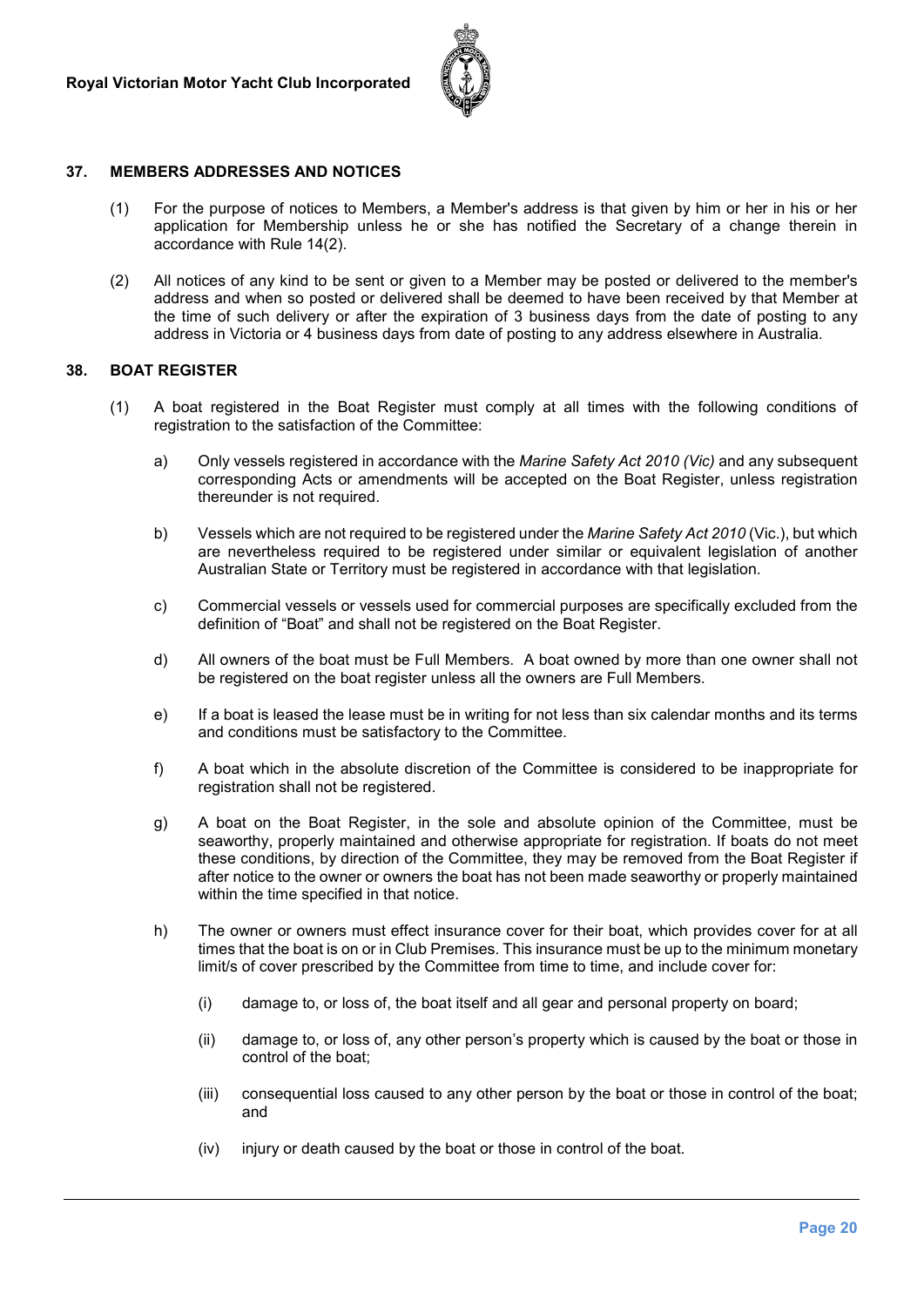## 37. MEMBERS ADDRESSES AND NOTICES

(1) For the purpose of notices to Members, a Member's address is that given by him or her in his or her application for Membership unless he or she has notified the Secretary of a change therein in accordance with Rule 14(2).

(2) All notices of any kind to be sent or given to a Member may be posted or delivered to the member's address and when so posted or delivered shall be deemed to have been received by that Member at the time of such delivery or after the expiration of 3 business days from the date of posting to any address in Victoria or 4 business days from date of posting to any address elsewhere in Australia.

## 38. BOAT REGISTER

(1) A boat registered in the Boat Register must comply at all times with the following conditions of registration to the satisfaction of the Committee:

a) Only vessels registered in accordance with the *Marine Safety Act 2010 (Vic)* and any subsequent corresponding Acts or amendments will be accepted on the Boat Register, unless registration thereunder is not required.

b) Vessels which are not required to be registered under the *Marine Safety Act 2010* (Vic.), but which are nevertheless required to be registered under similar or equivalent legislation of another Australian State or Territory must be registered in accordance with that legislation.

c) Commercial vessels or vessels used for commercial purposes are specifically excluded from the definition of "Boat" and shall not be registered on the Boat Register.

d) All owners of the boat must be Full Members. A boat owned by more than one owner shall not be registered on the boat register unless all the owners are Full Members.

e) If a boat is leased the lease must be in writing for not less than six calendar months and its terms and conditions must be satisfactory to the Committee.

f) A boat which in the absolute discretion of the Committee is considered to be inappropriate for registration shall not be registered.

g) A boat on the Boat Register, in the sole and absolute opinion of the Committee, must be seaworthy, properly maintained and otherwise appropriate for registration. If boats do not meet these conditions, by direction of the Committee, they may be removed from the Boat Register if after notice to the owner or owners the boat has not been made seaworthy or properly maintained within the time specified in that notice.

h) The owner or owners must effect insurance cover for their boat, which provides cover for at all times that the boat is on or in Club Premises. This insurance must be up to the minimum monetary limit/s of cover prescribed by the Committee from time to time, and include cover for:

(i) damage to, or loss of, the boat itself and all gear and personal property on board;

(ii) damage to, or loss of, any other person's property which is caused by the boat or those in control of the boat;

(iii) consequential loss caused to any other person by the boat or those in control of the boat; and

(iv) injury or death caused by the boat or those in control of the boat.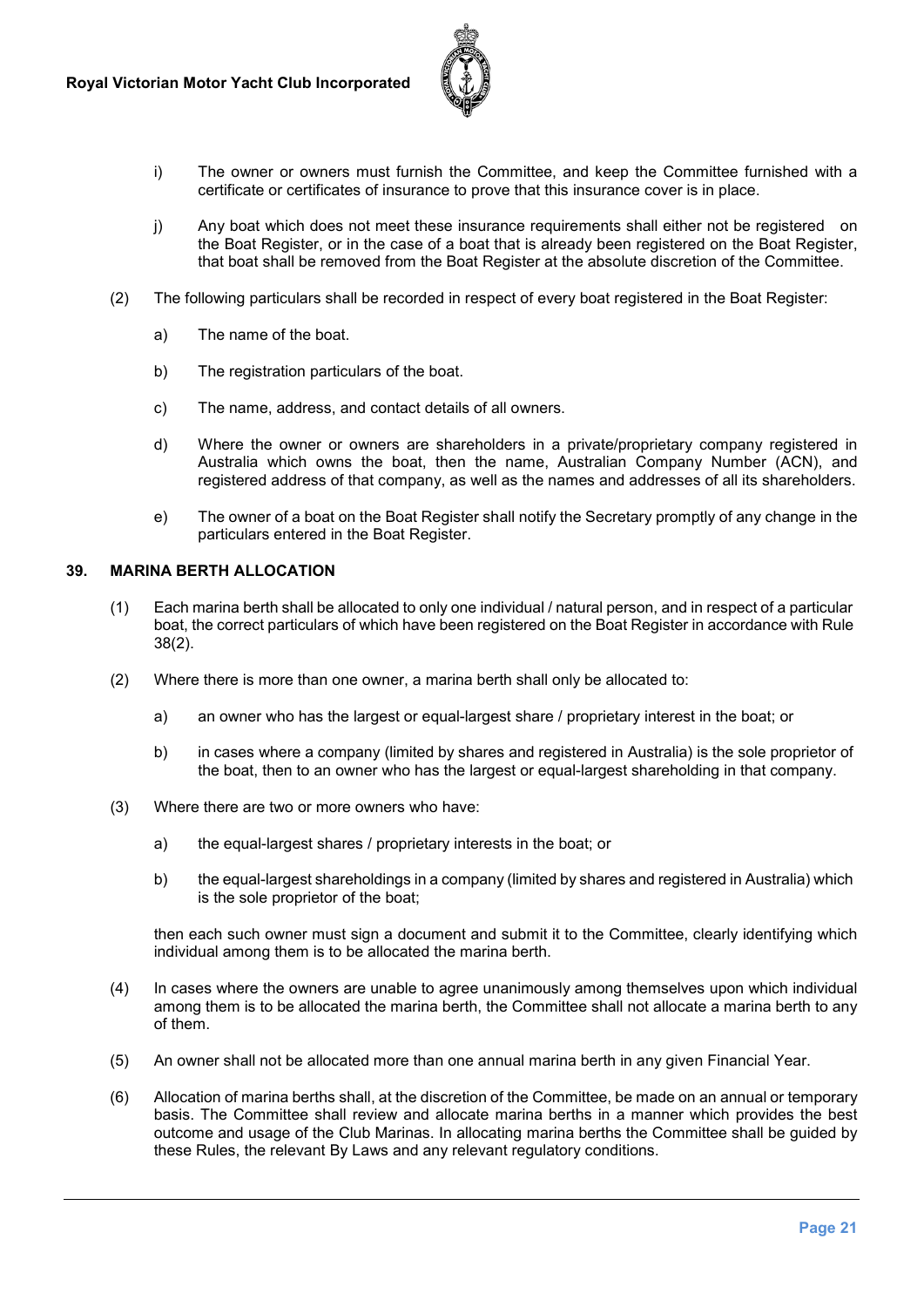i) The owner or owners must furnish the Committee, and keep the Committee furnished with a certificate or certificates of insurance to prove that this insurance cover is in place.

j) Any boat which does not meet these insurance requirements shall either not be registered on the Boat Register, or in the case of a boat that is already been registered on the Boat Register, that boat shall be removed from the Boat Register at the absolute discretion of the Committee.

(2) The following particulars shall be recorded in respect of every boat registered in the Boat Register:

a) The name of the boat.

b) The registration particulars of the boat.

c) The name, address, and contact details of all owners.

d) Where the owner or owners are shareholders in a private/proprietary company registered in Australia which owns the boat, then the name, Australian Company Number (ACN), and registered address of that company, as well as the names and addresses of all its shareholders.

e) The owner of a boat on the Boat Register shall notify the Secretary promptly of any change in the particulars entered in the Boat Register.

## 39. MARINA BERTH ALLOCATION

(1) Each marina berth shall be allocated to only one individual / natural person, and in respect of a particular boat, the correct particulars of which have been registered on the Boat Register in accordance with Rule 38(2).

(2) Where there is more than one owner, a marina berth shall only be allocated to:

a) an owner who has the largest or equal-largest share / proprietary interest in the boat; or

b) in cases where a company (limited by shares and registered in Australia) is the sole proprietor of the boat, then to an owner who has the largest or equal-largest shareholding in that company.

(3) Where there are two or more owners who have:

a) the equal-largest shares / proprietary interests in the boat; or

b) the equal-largest shareholdings in a company (limited by shares and registered in Australia) which is the sole proprietor of the boat;

then each such owner must sign a document and submit it to the Committee, clearly identifying which individual among them is to be allocated the marina berth.

(4) In cases where the owners are unable to agree unanimously among themselves upon which individual among them is to be allocated the marina berth, the Committee shall not allocate a marina berth to any of them.

(5) An owner shall not be allocated more than one annual marina berth in any given Financial Year.

(6) Allocation of marina berths shall, at the discretion of the Committee, be made on an annual or temporary basis. The Committee shall review and allocate marina berths in a manner which provides the best outcome and usage of the Club Marinas. In allocating marina berths the Committee shall be guided by these Rules, the relevant By Laws and any relevant regulatory conditions.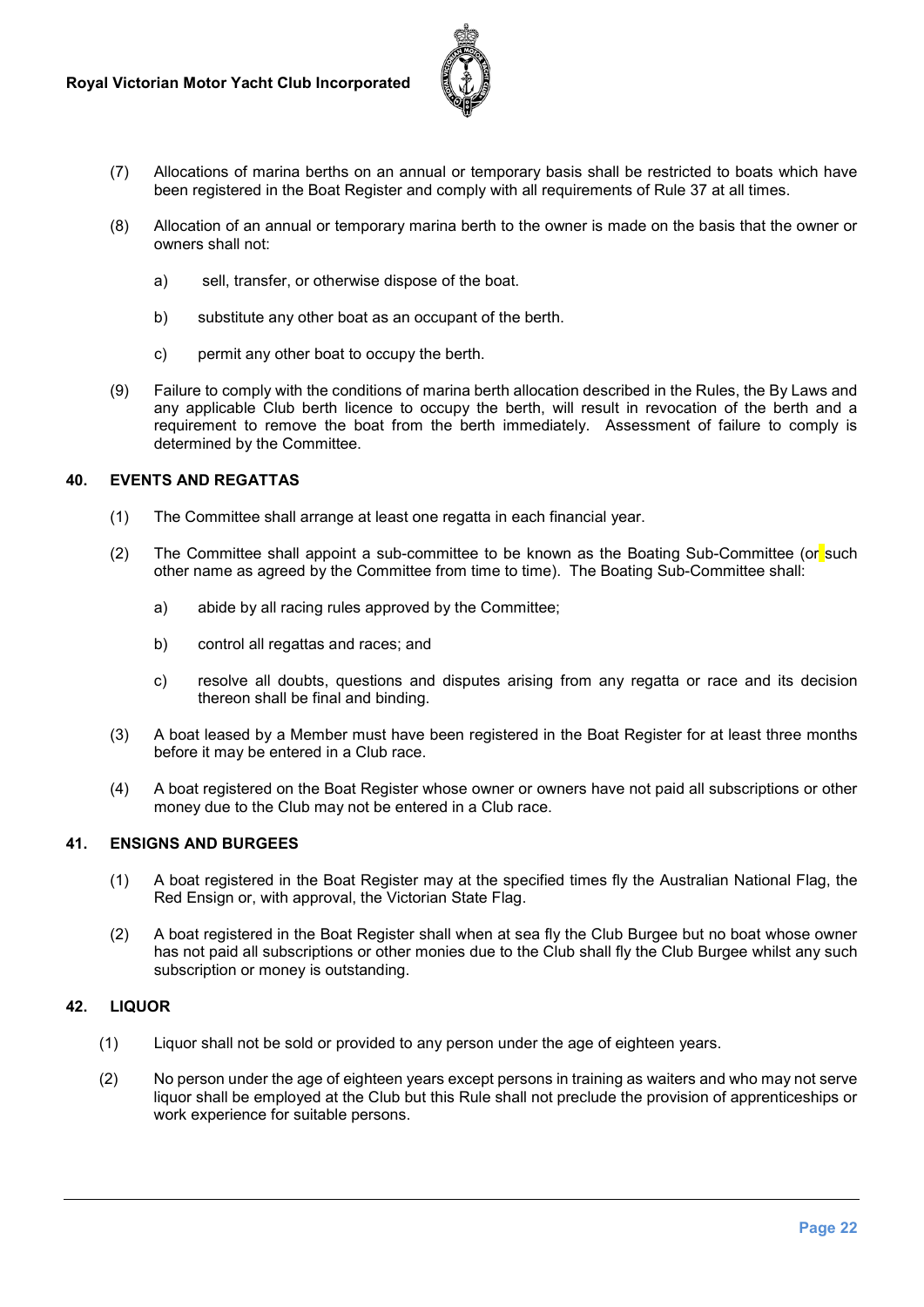(7) Allocations of marina berths on an annual or temporary basis shall be restricted to boats which have been registered in the Boat Register and comply with all requirements of Rule 37 at all times.

(8) Allocation of an annual or temporary marina berth to the owner is made on the basis that the owner or owners shall not:

a) sell, transfer, or otherwise dispose of the boat.

b) substitute any other boat as an occupant of the berth.

c) permit any other boat to occupy the berth.

(9) Failure to comply with the conditions of marina berth allocation described in the Rules, the By Laws and any applicable Club berth licence to occupy the berth, will result in revocation of the berth and a requirement to remove the boat from the berth immediately. Assessment of failure to comply is determined by the Committee.

## 40. EVENTS AND REGATTAS

(1) The Committee shall arrange at least one regatta in each financial year.

(2) The Committee shall appoint a sub-committee to be known as the Boating Sub-Committee (or such other name as agreed by the Committee from time to time). The Boating Sub-Committee shall:

a) abide by all racing rules approved by the Committee;

b) control all regattas and races; and

c) resolve all doubts, questions and disputes arising from any regatta or race and its decision thereon shall be final and binding.

(3) A boat leased by a Member must have been registered in the Boat Register for at least three months before it may be entered in a Club race.

(4) A boat registered on the Boat Register whose owner or owners have not paid all subscriptions or other money due to the Club may not be entered in a Club race.

## 41. ENSIGNS AND BURGEES

(1) A boat registered in the Boat Register may at the specified times fly the Australian National Flag, the Red Ensign or, with approval, the Victorian State Flag.

(2) A boat registered in the Boat Register shall when at sea fly the Club Burgee but no boat whose owner has not paid all subscriptions or other monies due to the Club shall fly the Club Burgee whilst any such subscription or money is outstanding.

## 42. LIQUOR

(1) Liquor shall not be sold or provided to any person under the age of eighteen years.

(2) No person under the age of eighteen years except persons in training as waiters and who may not serve liquor shall be employed at the Club but this Rule shall not preclude the provision of apprenticeships or work experience for suitable persons.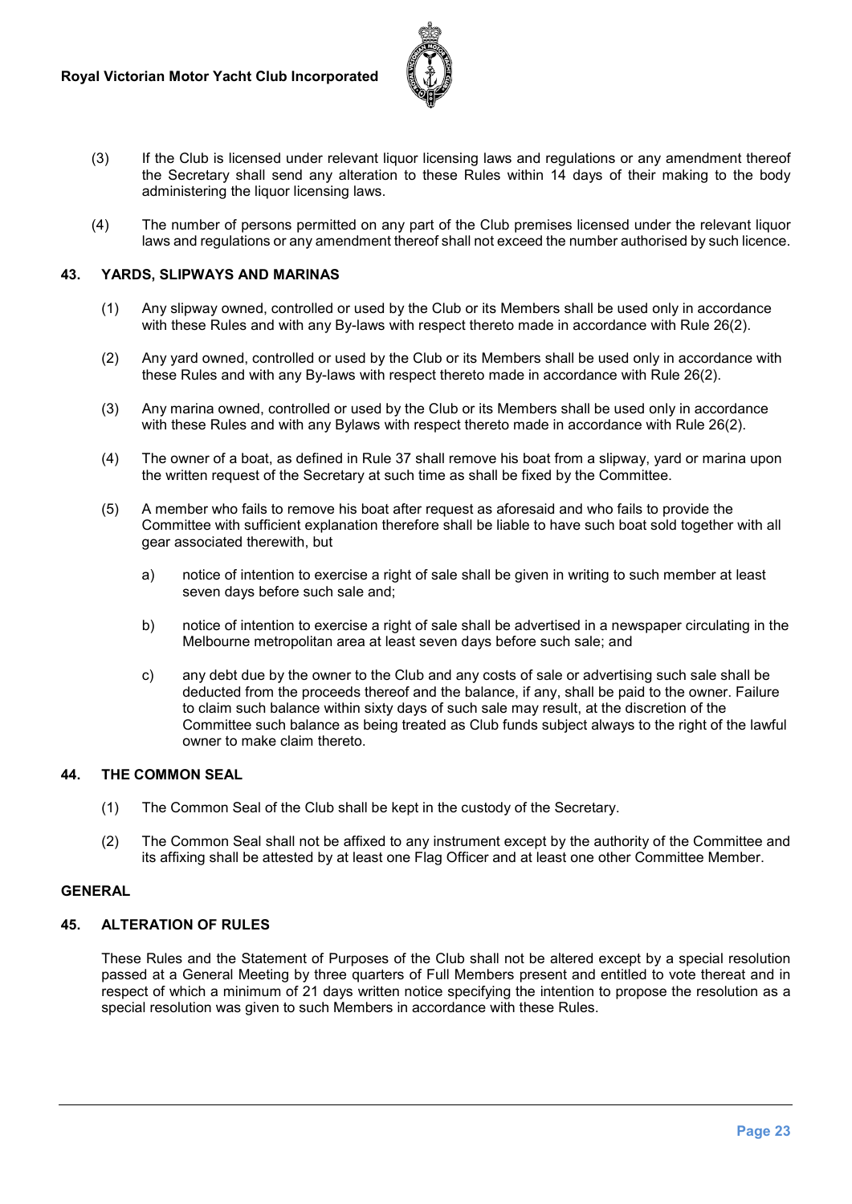(3) If the Club is licensed under relevant liquor licensing laws and regulations or any amendment thereof the Secretary shall send any alteration to these Rules within 14 days of their making to the body administering the liquor licensing laws.

(4) The number of persons permitted on any part of the Club premises licensed under the relevant liquor laws and regulations or any amendment thereof shall not exceed the number authorised by such licence.

### 43. YARDS, SLIPWAYS AND MARINAS

(1) Any slipway owned, controlled or used by the Club or its Members shall be used only in accordance with these Rules and with any By-laws with respect thereto made in accordance with Rule 26(2).

(2) Any yard owned, controlled or used by the Club or its Members shall be used only in accordance with these Rules and with any By-laws with respect thereto made in accordance with Rule 26(2).

(3) Any marina owned, controlled or used by the Club or its Members shall be used only in accordance with these Rules and with any Bylaws with respect thereto made in accordance with Rule 26(2).

(4) The owner of a boat, as defined in Rule 37 shall remove his boat from a slipway, yard or marina upon the written request of the Secretary at such time as shall be fixed by the Committee.

(5) A member who fails to remove his boat after request as aforesaid and who fails to provide the Committee with sufficient explanation therefore shall be liable to have such boat sold together with all gear associated therewith, but

a) notice of intention to exercise a right of sale shall be given in writing to such member at least seven days before such sale and;

b) notice of intention to exercise a right of sale shall be advertised in a newspaper circulating in the Melbourne metropolitan area at least seven days before such sale; and

c) any debt due by the owner to the Club and any costs of sale or advertising such sale shall be deducted from the proceeds thereof and the balance, if any, shall be paid to the owner. Failure to claim such balance within sixty days of such sale may result, at the discretion of the Committee such balance as being treated as Club funds subject always to the right of the lawful owner to make claim thereto.

### 44. THE COMMON SEAL

(1) The Common Seal of the Club shall be kept in the custody of the Secretary.

(2) The Common Seal shall not be affixed to any instrument except by the authority of the Committee and its affixing shall be attested by at least one Flag Officer and at least one other Committee Member.

## GENERAL

### 45. ALTERATION OF RULES

These Rules and the Statement of Purposes of the Club shall not be altered except by a special resolution passed at a General Meeting by three quarters of Full Members present and entitled to vote thereat and in respect of which a minimum of 21 days written notice specifying the intention to propose the resolution as a special resolution was given to such Members in accordance with these Rules.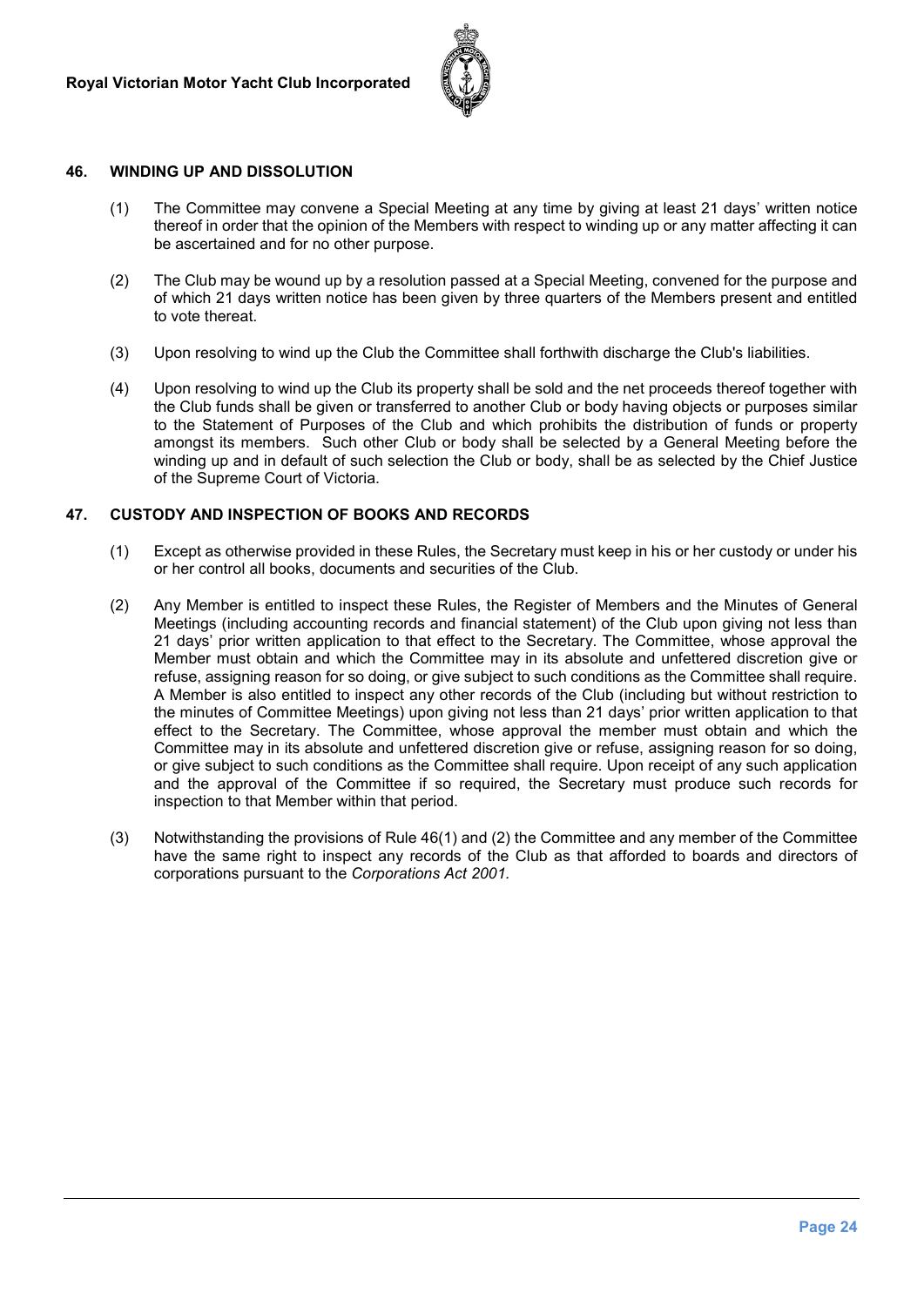## 46. WINDING UP AND DISSOLUTION

(1) The Committee may convene a Special Meeting at any time by giving at least 21 days' written notice thereof in order that the opinion of the Members with respect to winding up or any matter affecting it can be ascertained and for no other purpose.

(2) The Club may be wound up by a resolution passed at a Special Meeting, convened for the purpose and of which 21 days written notice has been given by three quarters of the Members present and entitled to vote thereat.

(3) Upon resolving to wind up the Club the Committee shall forthwith discharge the Club's liabilities.

(4) Upon resolving to wind up the Club its property shall be sold and the net proceeds thereof together with the Club funds shall be given or transferred to another Club or body having objects or purposes similar to the Statement of Purposes of the Club and which prohibits the distribution of funds or property amongst its members. Such other Club or body shall be selected by a General Meeting before the winding up and in default of such selection the Club or body, shall be as selected by the Chief Justice of the Supreme Court of Victoria.

## 47. CUSTODY AND INSPECTION OF BOOKS AND RECORDS

(1) Except as otherwise provided in these Rules, the Secretary must keep in his or her custody or under his or her control all books, documents and securities of the Club.

(2) Any Member is entitled to inspect these Rules, the Register of Members and the Minutes of General Meetings (including accounting records and financial statement) of the Club upon giving not less than 21 days' prior written application to that effect to the Secretary. The Committee, whose approval the Member must obtain and which the Committee may in its absolute and unfettered discretion give or refuse, assigning reason for so doing, or give subject to such conditions as the Committee shall require. A Member is also entitled to inspect any other records of the Club (including but without restriction to the minutes of Committee Meetings) upon giving not less than 21 days' prior written application to that effect to the Secretary. The Committee, whose approval the member must obtain and which the Committee may in its absolute and unfettered discretion give or refuse, assigning reason for so doing, or give subject to such conditions as the Committee shall require. Upon receipt of any such application and the approval of the Committee if so required, the Secretary must produce such records for inspection to that Member within that period.

(3) Notwithstanding the provisions of Rule 46(1) and (2) the Committee and any member of the Committee have the same right to inspect any records of the Club as that afforded to boards and directors of corporations pursuant to the *Corporations Act 2001.*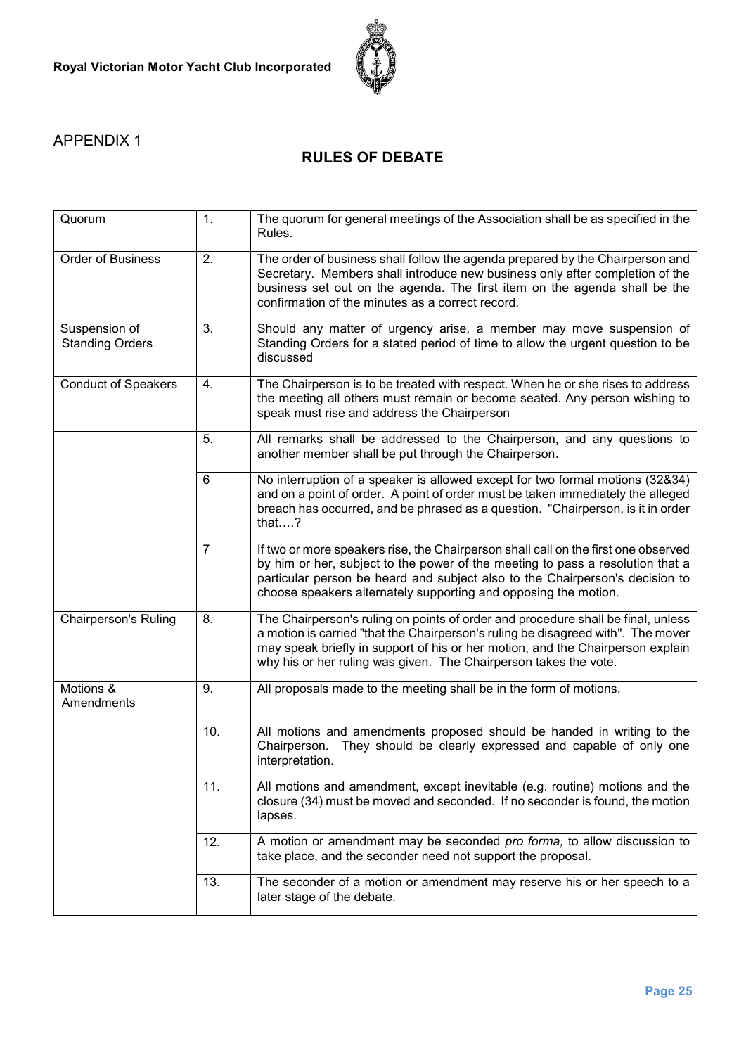## APPENDIX 1

# RULES OF DEBATE

| | | |
|---|---|---|
| Quorum | 1. | The quorum for general meetings of the Association shall be as specified in the Rules. |
| Order of Business | 2. | The order of business shall follow the agenda prepared by the Chairperson and Secretary. Members shall introduce new business only after completion of the business set out on the agenda. The first item on the agenda shall be the confirmation of the minutes as a correct record. |
| Suspension of Standing Orders | 3. | Should any matter of urgency arise, a member may move suspension of Standing Orders for a stated period of time to allow the urgent question to be discussed |
| Conduct of Speakers | 4. | The Chairperson is to be treated with respect. When he or she rises to address the meeting all others must remain or become seated. Any person wishing to speak must rise and address the Chairperson |
| | 5. | All remarks shall be addressed to the Chairperson, and any questions to another member shall be put through the Chairperson. |
| | 6 | No interruption of a speaker is allowed except for two formal motions (32&34) and on a point of order. A point of order must be taken immediately the alleged breach has occurred, and be phrased as a question. "Chairperson, is it in order that….? |
| | 7 | If two or more speakers rise, the Chairperson shall call on the first one observed by him or her, subject to the power of the meeting to pass a resolution that a particular person be heard and subject also to the Chairperson's decision to choose speakers alternately supporting and opposing the motion. |
| Chairperson's Ruling | 8. | The Chairperson's ruling on points of order and procedure shall be final, unless a motion is carried "that the Chairperson's ruling be disagreed with". The mover may speak briefly in support of his or her motion, and the Chairperson explain why his or her ruling was given. The Chairperson takes the vote. |
| Motions & Amendments | 9. | All proposals made to the meeting shall be in the form of motions. |
| | 10. | All motions and amendments proposed should be handed in writing to the Chairperson. They should be clearly expressed and capable of only one interpretation. |
| | 11. | All motions and amendment, except inevitable (e.g. routine) motions and the closure (34) must be moved and seconded. If no seconder is found, the motion lapses. |
| | 12. | A motion or amendment may be seconded *pro forma,* to allow discussion to take place, and the seconder need not support the proposal. |
| | 13. | The seconder of a motion or amendment may reserve his or her speech to a later stage of the debate. |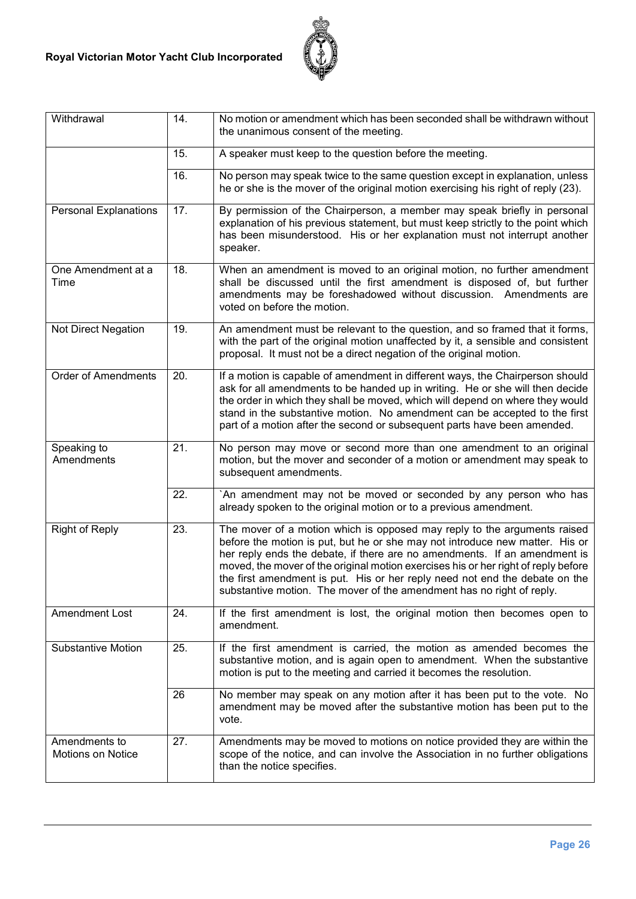| | | |
|---|---|---|
| Withdrawal | 14. | No motion or amendment which has been seconded shall be withdrawn without the unanimous consent of the meeting. |
| | 15. | A speaker must keep to the question before the meeting. |
| | 16. | No person may speak twice to the same question except in explanation, unless he or she is the mover of the original motion exercising his right of reply (23). |
| Personal Explanations | 17. | By permission of the Chairperson, a member may speak briefly in personal explanation of his previous statement, but must keep strictly to the point which has been misunderstood. His or her explanation must not interrupt another speaker. |
| One Amendment at a Time | 18. | When an amendment is moved to an original motion, no further amendment shall be discussed until the first amendment is disposed of, but further amendments may be foreshadowed without discussion. Amendments are voted on before the motion. |
| Not Direct Negation | 19. | An amendment must be relevant to the question, and so framed that it forms, with the part of the original motion unaffected by it, a sensible and consistent proposal. It must not be a direct negation of the original motion. |
| Order of Amendments | 20. | If a motion is capable of amendment in different ways, the Chairperson should ask for all amendments to be handed up in writing. He or she will then decide the order in which they shall be moved, which will depend on where they would stand in the substantive motion. No amendment can be accepted to the first part of a motion after the second or subsequent parts have been amended. |
| Speaking to Amendments | 21. | No person may move or second more than one amendment to an original motion, but the mover and seconder of a motion or amendment may speak to subsequent amendments. |
| | 22. | `An amendment may not be moved or seconded by any person who has already spoken to the original motion or to a previous amendment. |
| Right of Reply | 23. | The mover of a motion which is opposed may reply to the arguments raised before the motion is put, but he or she may not introduce new matter. His or her reply ends the debate, if there are no amendments. If an amendment is moved, the mover of the original motion exercises his or her right of reply before the first amendment is put. His or her reply need not end the debate on the substantive motion. The mover of the amendment has no right of reply. |
| Amendment Lost | 24. | If the first amendment is lost, the original motion then becomes open to amendment. |
| Substantive Motion | 25. | If the first amendment is carried, the motion as amended becomes the substantive motion, and is again open to amendment. When the substantive motion is put to the meeting and carried it becomes the resolution. |
| | 26 | No member may speak on any motion after it has been put to the vote. No amendment may be moved after the substantive motion has been put to the vote. |
| Amendments to Motions on Notice | 27. | Amendments may be moved to motions on notice provided they are within the scope of the notice, and can involve the Association in no further obligations than the notice specifies. |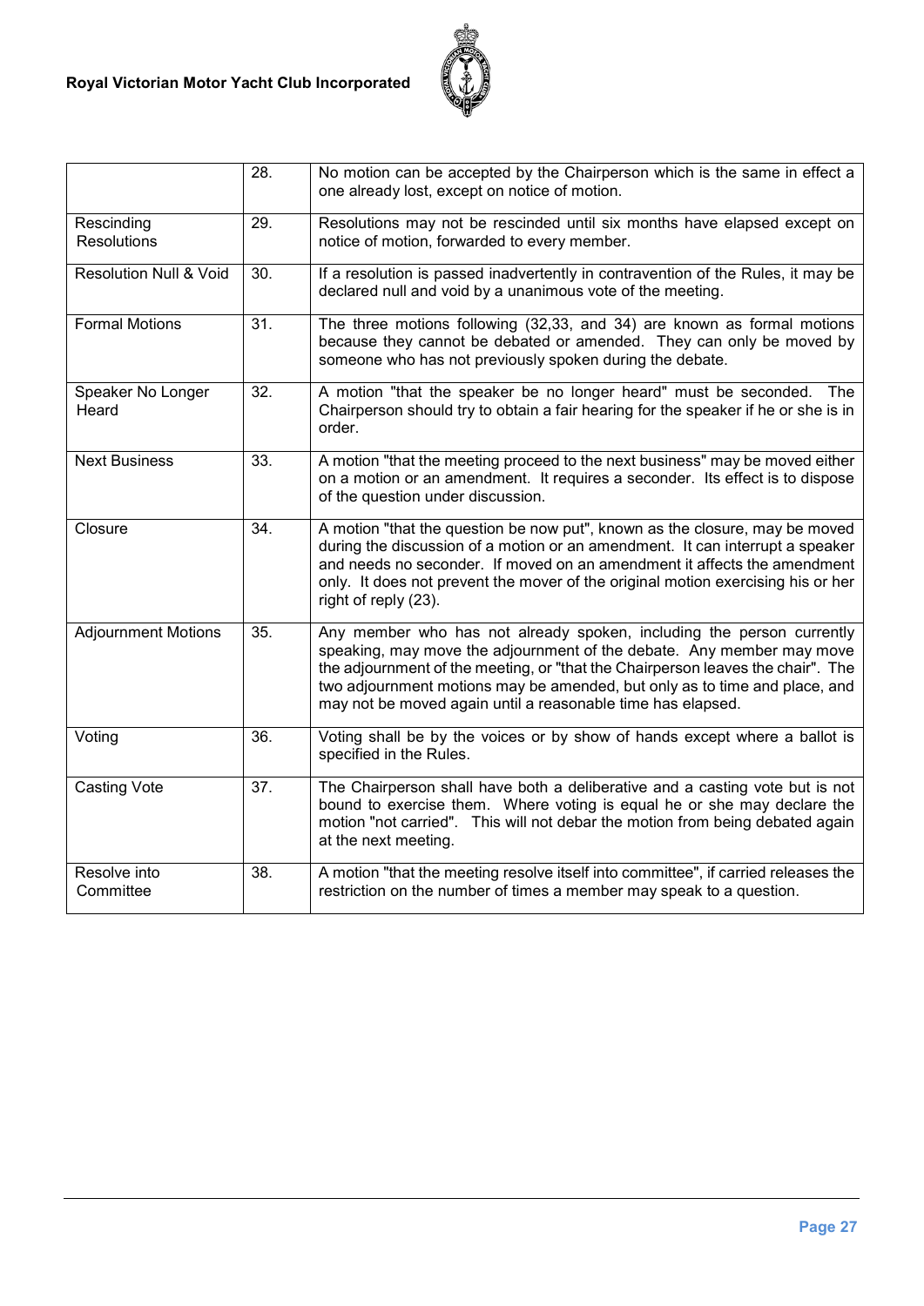| | | |
|---|---|---|
| | 28. | No motion can be accepted by the Chairperson which is the same in effect a one already lost, except on notice of motion. |
| Rescinding Resolutions | 29. | Resolutions may not be rescinded until six months have elapsed except on notice of motion, forwarded to every member. |
| Resolution Null & Void | 30. | If a resolution is passed inadvertently in contravention of the Rules, it may be declared null and void by a unanimous vote of the meeting. |
| Formal Motions | 31. | The three motions following (32,33, and 34) are known as formal motions because they cannot be debated or amended. They can only be moved by someone who has not previously spoken during the debate. |
| Speaker No Longer Heard | 32. | A motion "that the speaker be no longer heard" must be seconded. The Chairperson should try to obtain a fair hearing for the speaker if he or she is in order. |
| Next Business | 33. | A motion "that the meeting proceed to the next business" may be moved either on a motion or an amendment. It requires a seconder. Its effect is to dispose of the question under discussion. |
| Closure | 34. | A motion "that the question be now put", known as the closure, may be moved during the discussion of a motion or an amendment. It can interrupt a speaker and needs no seconder. If moved on an amendment it affects the amendment only. It does not prevent the mover of the original motion exercising his or her right of reply (23). |
| Adjournment Motions | 35. | Any member who has not already spoken, including the person currently speaking, may move the adjournment of the debate. Any member may move the adjournment of the meeting, or "that the Chairperson leaves the chair". The two adjournment motions may be amended, but only as to time and place, and may not be moved again until a reasonable time has elapsed. |
| Voting | 36. | Voting shall be by the voices or by show of hands except where a ballot is specified in the Rules. |
| Casting Vote | 37. | The Chairperson shall have both a deliberative and a casting vote but is not bound to exercise them. Where voting is equal he or she may declare the motion "not carried". This will not debar the motion from being debated again at the next meeting. |
| Resolve into Committee | 38. | A motion "that the meeting resolve itself into committee", if carried releases the restriction on the number of times a member may speak to a question. |